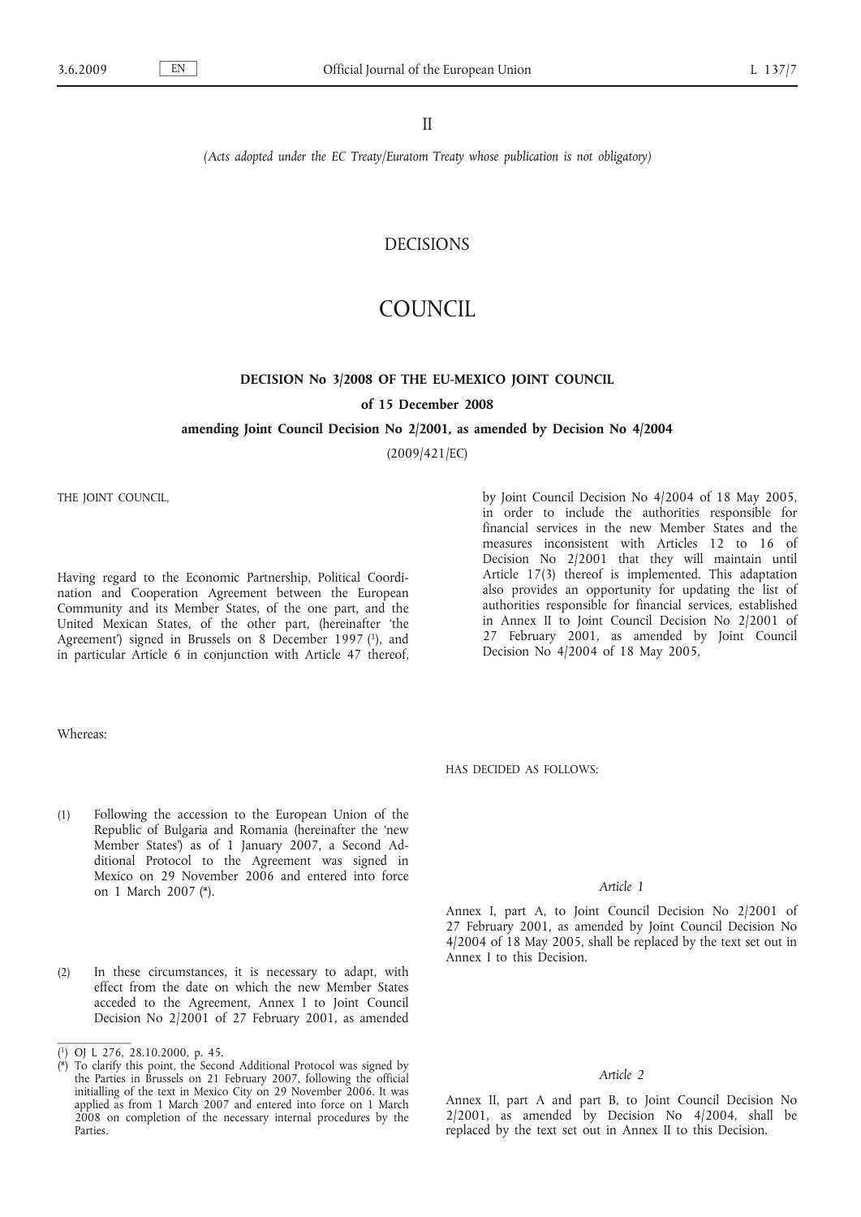II

*(Acts adopted under the EC Treaty/Euratom Treaty whose publication is not obligatory)*

# DECISIONS

# COUNCIL

## DECISION No 3/2008 OF THE EU-MEXICO JOINT COUNCIL

**of 15 December 2008**

**amending Joint Council Decision No 2/2001, as amended by Decision No 4/2004**

(2009/421/EC)

THE JOINT COUNCIL,

Having regard to the Economic Partnership, Political Coordination and Cooperation Agreement between the European Community and its Member States, of the one part, and the United Mexican States, of the other part, (hereinafter 'the Agreement') signed in Brussels on 8 December 1997 [1], and in particular Article 6 in conjunction with Article 47 thereof,

Whereas:

(1) Following the accession to the European Union of the Republic of Bulgaria and Romania (hereinafter the 'new Member States') as of 1 January 2007, a Second Additional Protocol to the Agreement was signed in Mexico on 29 November 2006 and entered into force on 1 March 2007 (*).

(2) In these circumstances, it is necessary to adapt, with effect from the date on which the new Member States acceded to the Agreement, Annex I to Joint Council Decision No 2/2001 of 27 February 2001, as amended by Joint Council Decision No 4/2004 of 18 May 2005, in order to include the authorities responsible for financial services in the new Member States and the measures inconsistent with Articles 12 to 16 of Decision No 2/2001 that they will maintain until Article 17(3) thereof is implemented. This adaptation also provides an opportunity for updating the list of authorities responsible for financial services, established in Annex II to Joint Council Decision No 2/2001 of 27 February 2001, as amended by Joint Council Decision No 4/2004 of 18 May 2005,

HAS DECIDED AS FOLLOWS:

*Article 1*

Annex I, part A, to Joint Council Decision No 2/2001 of 27 February 2001, as amended by Joint Council Decision No 4/2004 of 18 May 2005, shall be replaced by the text set out in Annex I to this Decision.

*Article 2*

Annex II, part A and part B, to Joint Council Decision No 2/2001, as amended by Decision No 4/2004, shall be replaced by the text set out in Annex II to this Decision.

---

[1] OJ L 276, 28.10.2000, p. 45.

(*) To clarify this point, the Second Additional Protocol was signed by the Parties in Brussels on 21 February 2007, following the official initialling of the text in Mexico City on 29 November 2006. It was applied as from 1 March 2007 and entered into force on 1 March 2008 on completion of the necessary internal procedures by the Parties.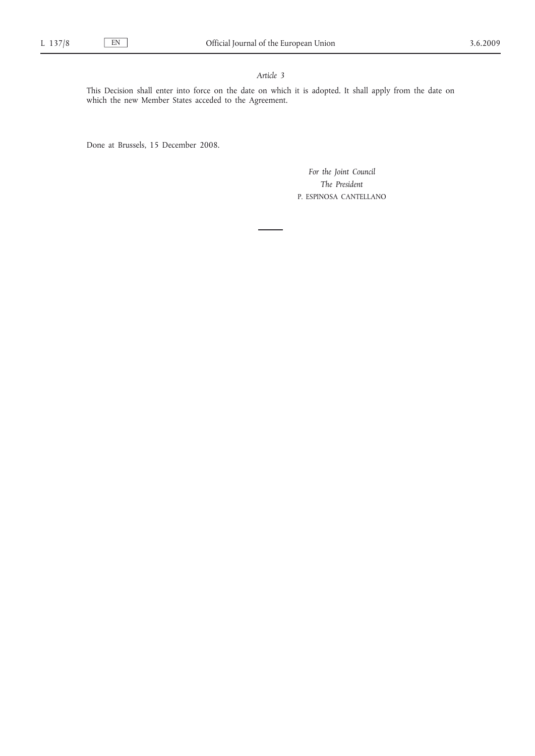*Article 3*

This Decision shall enter into force on the date on which it is adopted. It shall apply from the date on which the new Member States acceded to the Agreement.

Done at Brussels, 15 December 2008.

*For the Joint Council*

*The President*

P. ESPINOSA CANTELLANO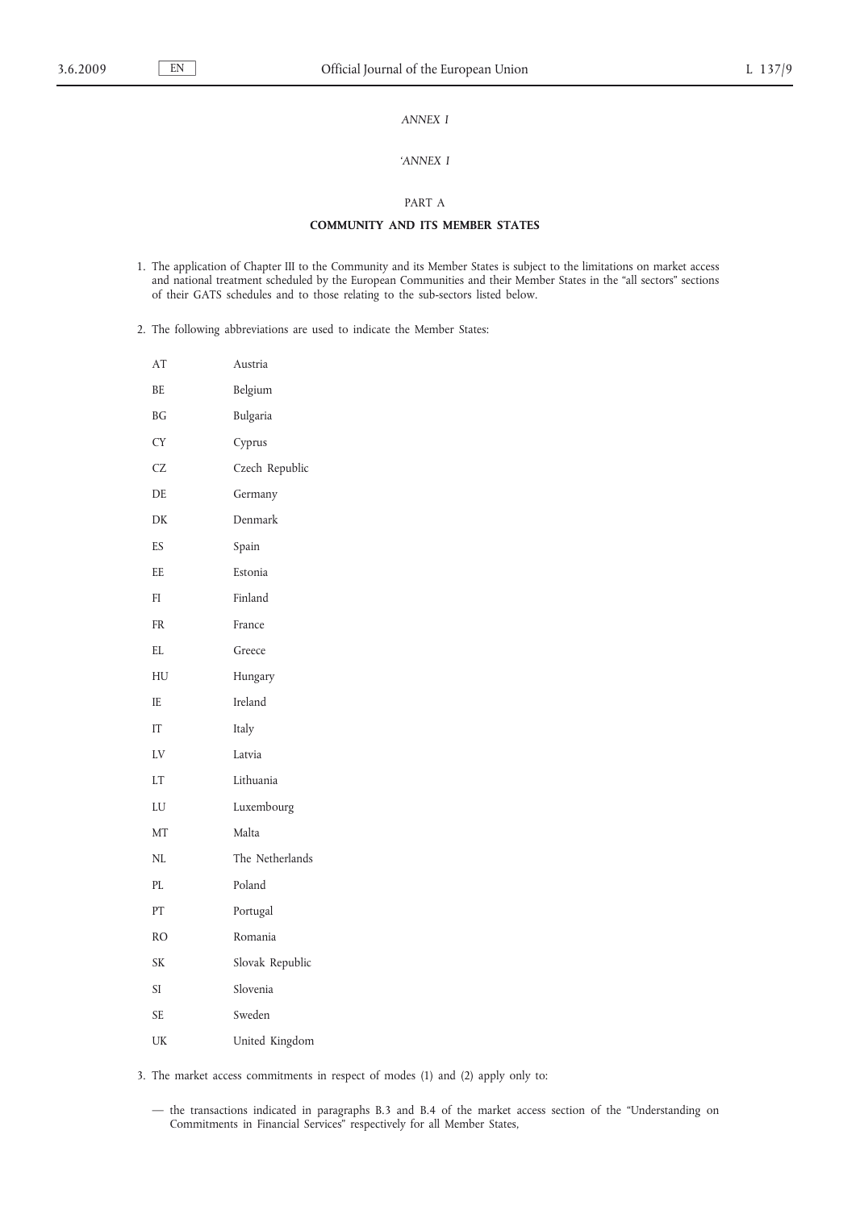*ANNEX I*

*'ANNEX I*

PART A

**COMMUNITY AND ITS MEMBER STATES**

1. The application of Chapter III to the Community and its Member States is subject to the limitations on market access and national treatment scheduled by the European Communities and their Member States in the "all sectors" sections of their GATS schedules and to those relating to the sub-sectors listed below.

2. The following abbreviations are used to indicate the Member States:

| | |
|---|---|
| AT | Austria |
| BE | Belgium |
| BG | Bulgaria |
| CY | Cyprus |
| CZ | Czech Republic |
| DE | Germany |
| DK | Denmark |
| ES | Spain |
| EE | Estonia |
| FI | Finland |
| FR | France |
| EL | Greece |
| HU | Hungary |
| IE | Ireland |
| IT | Italy |
| LV | Latvia |
| LT | Lithuania |
| LU | Luxembourg |
| MT | Malta |
| NL | The Netherlands |
| PL | Poland |
| PT | Portugal |
| RO | Romania |
| SK | Slovak Republic |
| SI | Slovenia |
| SE | Sweden |
| UK | United Kingdom |

3. The market access commitments in respect of modes (1) and (2) apply only to:

— the transactions indicated in paragraphs B.3 and B.4 of the market access section of the "Understanding on Commitments in Financial Services" respectively for all Member States,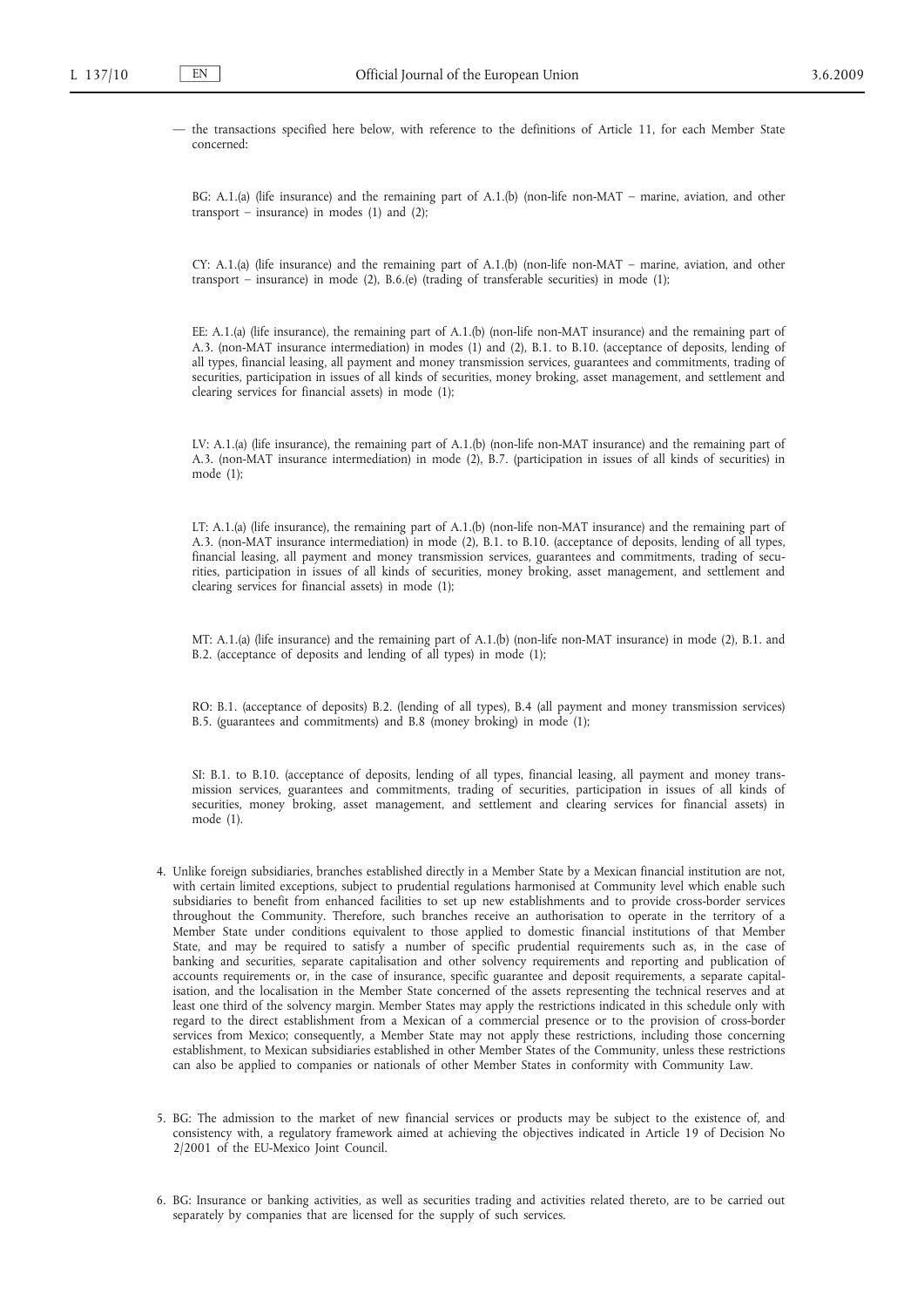— the transactions specified here below, with reference to the definitions of Article 11, for each Member State concerned:

BG: A.1.(a) (life insurance) and the remaining part of A.1.(b) (non-life non-MAT – marine, aviation, and other transport – insurance) in modes (1) and (2);

CY: A.1.(a) (life insurance) and the remaining part of A.1.(b) (non-life non-MAT – marine, aviation, and other transport – insurance) in mode (2), B.6.(e) (trading of transferable securities) in mode (1);

EE: A.1.(a) (life insurance), the remaining part of A.1.(b) (non-life non-MAT insurance) and the remaining part of A.3. (non-MAT insurance intermediation) in modes (1) and (2), B.1. to B.10. (acceptance of deposits, lending of all types, financial leasing, all payment and money transmission services, guarantees and commitments, trading of securities, participation in issues of all kinds of securities, money broking, asset management, and settlement and clearing services for financial assets) in mode (1);

LV: A.1.(a) (life insurance), the remaining part of A.1.(b) (non-life non-MAT insurance) and the remaining part of A.3. (non-MAT insurance intermediation) in mode (2), B.7. (participation in issues of all kinds of securities) in mode (1);

LT: A.1.(a) (life insurance), the remaining part of A.1.(b) (non-life non-MAT insurance) and the remaining part of A.3. (non-MAT insurance intermediation) in mode (2), B.1. to B.10. (acceptance of deposits, lending of all types, financial leasing, all payment and money transmission services, guarantees and commitments, trading of securities, participation in issues of all kinds of securities, money broking, asset management, and settlement and clearing services for financial assets) in mode (1);

MT: A.1.(a) (life insurance) and the remaining part of A.1.(b) (non-life non-MAT insurance) in mode (2), B.1. and B.2. (acceptance of deposits and lending of all types) in mode (1);

RO: B.1. (acceptance of deposits) B.2. (lending of all types), B.4 (all payment and money transmission services) B.5. (guarantees and commitments) and B.8 (money broking) in mode (1);

SI: B.1. to B.10. (acceptance of deposits, lending of all types, financial leasing, all payment and money transmission services, guarantees and commitments, trading of securities, participation in issues of all kinds of securities, money broking, asset management, and settlement and clearing services for financial assets) in mode (1).

4. Unlike foreign subsidiaries, branches established directly in a Member State by a Mexican financial institution are not, with certain limited exceptions, subject to prudential regulations harmonised at Community level which enable such subsidiaries to benefit from enhanced facilities to set up new establishments and to provide cross-border services throughout the Community. Therefore, such branches receive an authorisation to operate in the territory of a Member State under conditions equivalent to those applied to domestic financial institutions of that Member State, and may be required to satisfy a number of specific prudential requirements such as, in the case of banking and securities, separate capitalisation and other solvency requirements and reporting and publication of accounts requirements or, in the case of insurance, specific guarantee and deposit requirements, a separate capitalisation, and the localisation in the Member State concerned of the assets representing the technical reserves and at least one third of the solvency margin. Member States may apply the restrictions indicated in this schedule only with regard to the direct establishment from a Mexican of a commercial presence or to the provision of cross-border services from Mexico; consequently, a Member State may not apply these restrictions, including those concerning establishment, to Mexican subsidiaries established in other Member States of the Community, unless these restrictions can also be applied to companies or nationals of other Member States in conformity with Community Law.

5. BG: The admission to the market of new financial services or products may be subject to the existence of, and consistency with, a regulatory framework aimed at achieving the objectives indicated in Article 19 of Decision No 2/2001 of the EU-Mexico Joint Council.

6. BG: Insurance or banking activities, as well as securities trading and activities related thereto, are to be carried out separately by companies that are licensed for the supply of such services.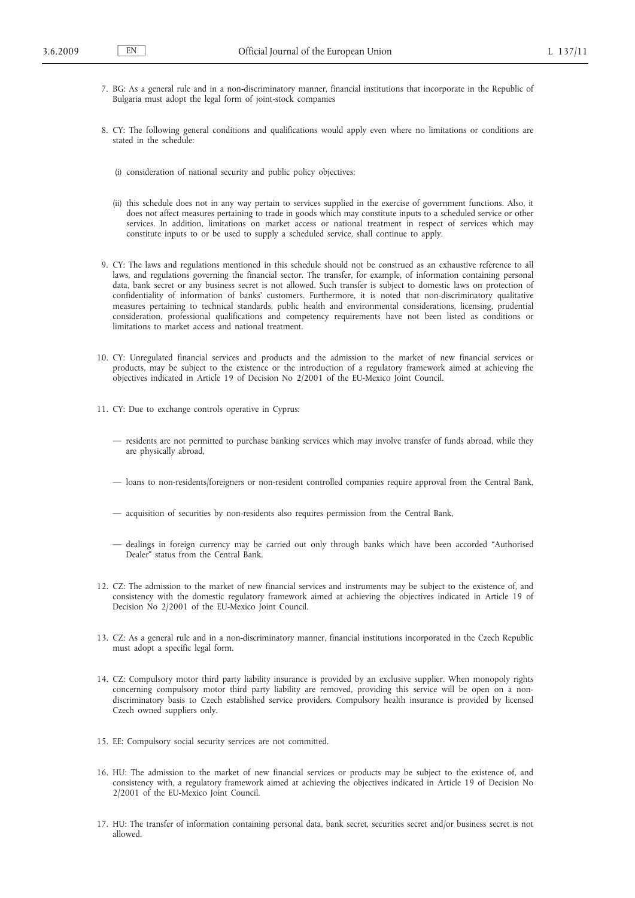7. BG: As a general rule and in a non-discriminatory manner, financial institutions that incorporate in the Republic of Bulgaria must adopt the legal form of joint-stock companies

8. CY: The following general conditions and qualifications would apply even where no limitations or conditions are stated in the schedule:

   (i) consideration of national security and public policy objectives;

   (ii) this schedule does not in any way pertain to services supplied in the exercise of government functions. Also, it does not affect measures pertaining to trade in goods which may constitute inputs to a scheduled service or other services. In addition, limitations on market access or national treatment in respect of services which may constitute inputs to or be used to supply a scheduled service, shall continue to apply.

9. CY: The laws and regulations mentioned in this schedule should not be construed as an exhaustive reference to all laws, and regulations governing the financial sector. The transfer, for example, of information containing personal data, bank secret or any business secret is not allowed. Such transfer is subject to domestic laws on protection of confidentiality of information of banks' customers. Furthermore, it is noted that non-discriminatory qualitative measures pertaining to technical standards, public health and environmental considerations, licensing, prudential consideration, professional qualifications and competency requirements have not been listed as conditions or limitations to market access and national treatment.

10. CY: Unregulated financial services and products and the admission to the market of new financial services or products, may be subject to the existence or the introduction of a regulatory framework aimed at achieving the objectives indicated in Article 19 of Decision No 2/2001 of the EU-Mexico Joint Council.

11. CY: Due to exchange controls operative in Cyprus:

    — residents are not permitted to purchase banking services which may involve transfer of funds abroad, while they are physically abroad,

    — loans to non-residents/foreigners or non-resident controlled companies require approval from the Central Bank,

    — acquisition of securities by non-residents also requires permission from the Central Bank,

    — dealings in foreign currency may be carried out only through banks which have been accorded "Authorised Dealer" status from the Central Bank.

12. CZ: The admission to the market of new financial services and instruments may be subject to the existence of, and consistency with the domestic regulatory framework aimed at achieving the objectives indicated in Article 19 of Decision No 2/2001 of the EU-Mexico Joint Council.

13. CZ: As a general rule and in a non-discriminatory manner, financial institutions incorporated in the Czech Republic must adopt a specific legal form.

14. CZ: Compulsory motor third party liability insurance is provided by an exclusive supplier. When monopoly rights concerning compulsory motor third party liability are removed, providing this service will be open on a non-discriminatory basis to Czech established service providers. Compulsory health insurance is provided by licensed Czech owned suppliers only.

15. EE: Compulsory social security services are not committed.

16. HU: The admission to the market of new financial services or products may be subject to the existence of, and consistency with, a regulatory framework aimed at achieving the objectives indicated in Article 19 of Decision No 2/2001 of the EU-Mexico Joint Council.

17. HU: The transfer of information containing personal data, bank secret, securities secret and/or business secret is not allowed.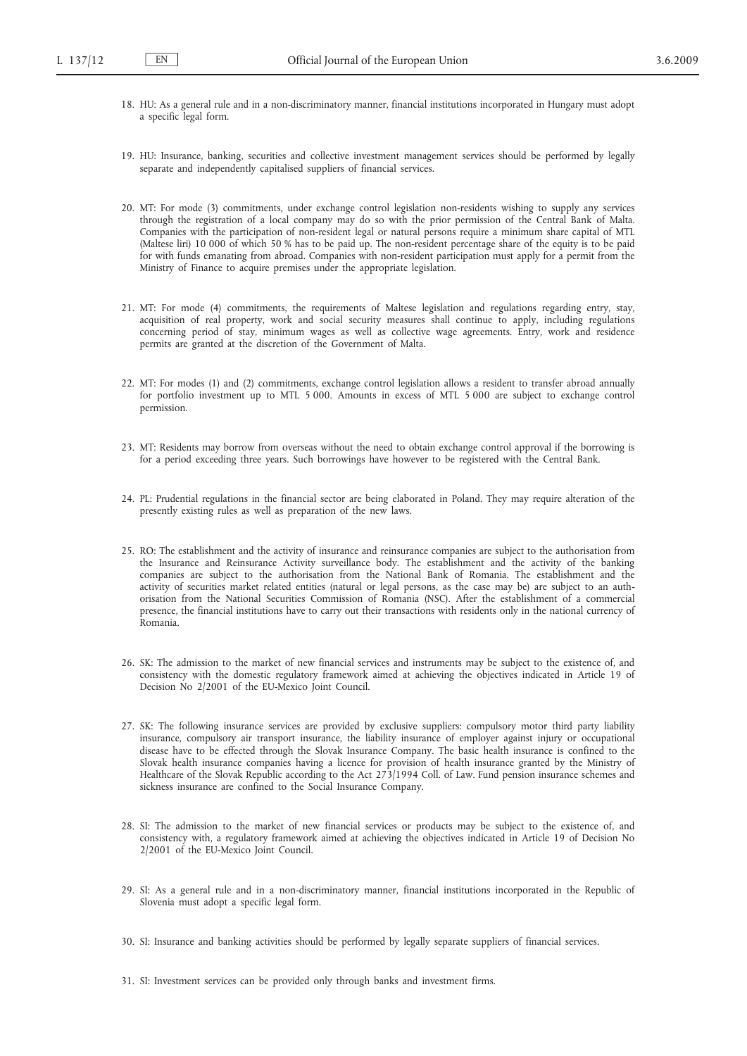18. HU: As a general rule and in a non-discriminatory manner, financial institutions incorporated in Hungary must adopt a specific legal form.

19. HU: Insurance, banking, securities and collective investment management services should be performed by legally separate and independently capitalised suppliers of financial services.

20. MT: For mode (3) commitments, under exchange control legislation non-residents wishing to supply any services through the registration of a local company may do so with the prior permission of the Central Bank of Malta. Companies with the participation of non-resident legal or natural persons require a minimum share capital of MTL (Maltese liri) 10 000 of which 50 % has to be paid up. The non-resident percentage share of the equity is to be paid for with funds emanating from abroad. Companies with non-resident participation must apply for a permit from the Ministry of Finance to acquire premises under the appropriate legislation.

21. MT: For mode (4) commitments, the requirements of Maltese legislation and regulations regarding entry, stay, acquisition of real property, work and social security measures shall continue to apply, including regulations concerning period of stay, minimum wages as well as collective wage agreements. Entry, work and residence permits are granted at the discretion of the Government of Malta.

22. MT: For modes (1) and (2) commitments, exchange control legislation allows a resident to transfer abroad annually for portfolio investment up to MTL 5 000. Amounts in excess of MTL 5 000 are subject to exchange control permission.

23. MT: Residents may borrow from overseas without the need to obtain exchange control approval if the borrowing is for a period exceeding three years. Such borrowings have however to be registered with the Central Bank.

24. PL: Prudential regulations in the financial sector are being elaborated in Poland. They may require alteration of the presently existing rules as well as preparation of the new laws.

25. RO: The establishment and the activity of insurance and reinsurance companies are subject to the authorisation from the Insurance and Reinsurance Activity surveillance body. The establishment and the activity of the banking companies are subject to the authorisation from the National Bank of Romania. The establishment and the activity of securities market related entities (natural or legal persons, as the case may be) are subject to an authorisation from the National Securities Commission of Romania (NSC). After the establishment of a commercial presence, the financial institutions have to carry out their transactions with residents only in the national currency of Romania.

26. SK: The admission to the market of new financial services and instruments may be subject to the existence of, and consistency with the domestic regulatory framework aimed at achieving the objectives indicated in Article 19 of Decision No 2/2001 of the EU-Mexico Joint Council.

27. SK: The following insurance services are provided by exclusive suppliers: compulsory motor third party liability insurance, compulsory air transport insurance, the liability insurance of employer against injury or occupational disease have to be effected through the Slovak Insurance Company. The basic health insurance is confined to the Slovak health insurance companies having a licence for provision of health insurance granted by the Ministry of Healthcare of the Slovak Republic according to the Act 273/1994 Coll. of Law. Fund pension insurance schemes and sickness insurance are confined to the Social Insurance Company.

28. SI: The admission to the market of new financial services or products may be subject to the existence of, and consistency with, a regulatory framework aimed at achieving the objectives indicated in Article 19 of Decision No 2/2001 of the EU-Mexico Joint Council.

29. SI: As a general rule and in a non-discriminatory manner, financial institutions incorporated in the Republic of Slovenia must adopt a specific legal form.

30. SI: Insurance and banking activities should be performed by legally separate suppliers of financial services.

31. SI: Investment services can be provided only through banks and investment firms.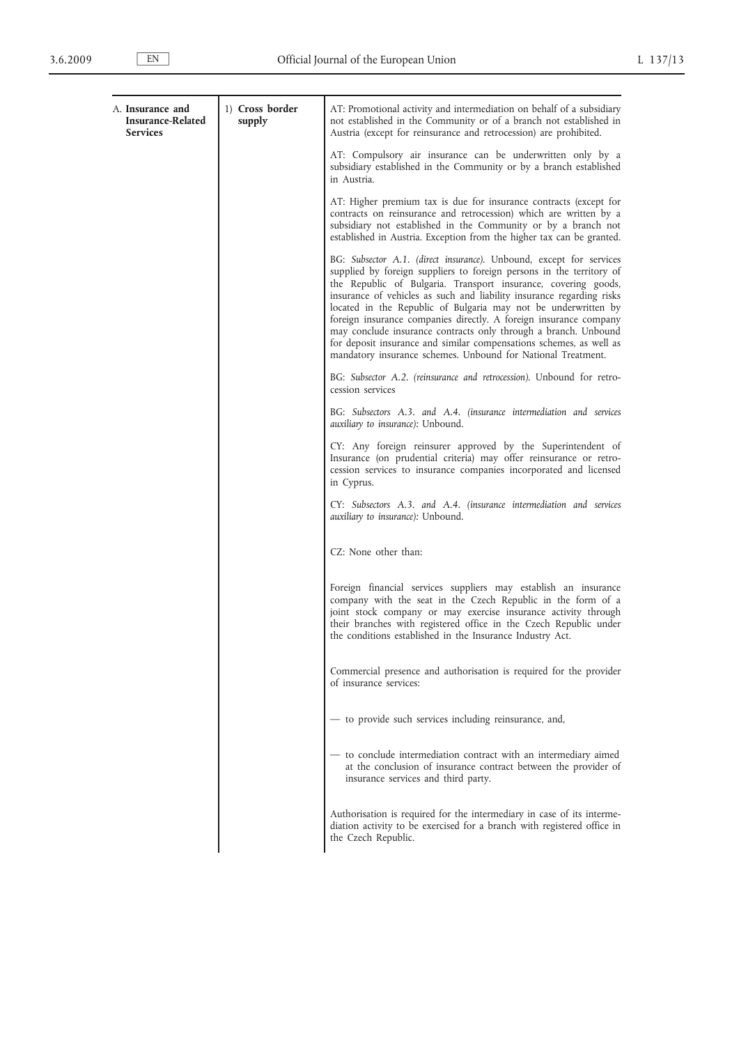| | | |
|---|---|---|
| A. **Insurance and Insurance-Related Services** | 1) **Cross border supply** | AT: Promotional activity and intermediation on behalf of a subsidiary not established in the Community or of a branch not established in Austria (except for reinsurance and retrocession) are prohibited. |
| | | AT: Compulsory air insurance can be underwritten only by a subsidiary established in the Community or by a branch established in Austria. |
| | | AT: Higher premium tax is due for insurance contracts (except for contracts on reinsurance and retrocession) which are written by a subsidiary not established in the Community or by a branch not established in Austria. Exception from the higher tax can be granted. |
| | | BG: *Subsector A.1. (direct insurance).* Unbound, except for services supplied by foreign suppliers to foreign persons in the territory of the Republic of Bulgaria. Transport insurance, covering goods, insurance of vehicles as such and liability insurance regarding risks located in the Republic of Bulgaria may not be underwritten by foreign insurance companies directly. A foreign insurance company may conclude insurance contracts only through a branch. Unbound for deposit insurance and similar compensations schemes, as well as mandatory insurance schemes. Unbound for National Treatment. |
| | | BG: *Subsector A.2. (reinsurance and retrocession).* Unbound for retrocession services |
| | | BG: *Subsectors A.3. and A.4. (insurance intermediation and services auxiliary to insurance):* Unbound. |
| | | CY: Any foreign reinsurer approved by the Superintendent of Insurance (on prudential criteria) may offer reinsurance or retrocession services to insurance companies incorporated and licensed in Cyprus. |
| | | CY: *Subsectors A.3. and A.4. (insurance intermediation and services auxiliary to insurance):* Unbound. |
| | | CZ: None other than: |
| | | Foreign financial services suppliers may establish an insurance company with the seat in the Czech Republic in the form of a joint stock company or may exercise insurance activity through their branches with registered office in the Czech Republic under the conditions established in the Insurance Industry Act. |
| | | Commercial presence and authorisation is required for the provider of insurance services: |
| | | — to provide such services including reinsurance, and, |
| | | — to conclude intermediation contract with an intermediary aimed at the conclusion of insurance contract between the provider of insurance services and third party. |
| | | Authorisation is required for the intermediary in case of its intermediation activity to be exercised for a branch with registered office in the Czech Republic. |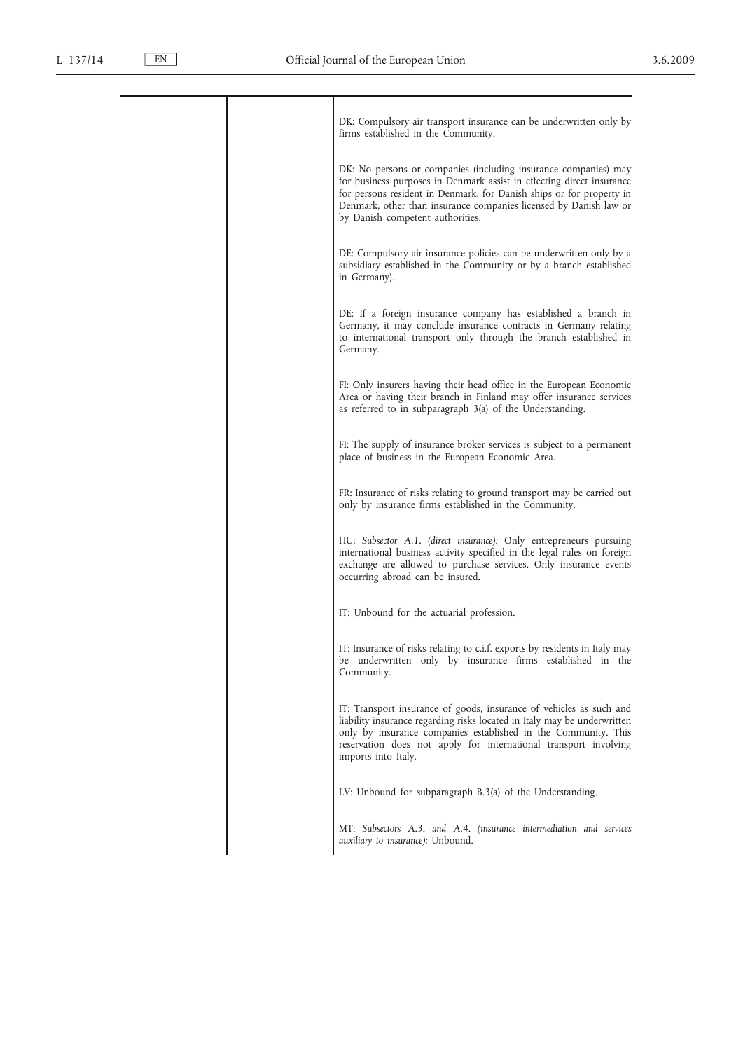| | | |
|---|---|---|
| | | DK: Compulsory air transport insurance can be underwritten only by firms established in the Community. |
| | | DK: No persons or companies (including insurance companies) may for business purposes in Denmark assist in effecting direct insurance for persons resident in Denmark, for Danish ships or for property in Denmark, other than insurance companies licensed by Danish law or by Danish competent authorities. |
| | | DE: Compulsory air insurance policies can be underwritten only by a subsidiary established in the Community or by a branch established in Germany). |
| | | DE: If a foreign insurance company has established a branch in Germany, it may conclude insurance contracts in Germany relating to international transport only through the branch established in Germany. |
| | | FI: Only insurers having their head office in the European Economic Area or having their branch in Finland may offer insurance services as referred to in subparagraph 3(a) of the Understanding. |
| | | FI: The supply of insurance broker services is subject to a permanent place of business in the European Economic Area. |
| | | FR: Insurance of risks relating to ground transport may be carried out only by insurance firms established in the Community. |
| | | HU: *Subsector A.1. (direct insurance):* Only entrepreneurs pursuing international business activity specified in the legal rules on foreign exchange are allowed to purchase services. Only insurance events occurring abroad can be insured. |
| | | IT: Unbound for the actuarial profession. |
| | | IT: Insurance of risks relating to c.i.f. exports by residents in Italy may be underwritten only by insurance firms established in the Community. |
| | | IT: Transport insurance of goods, insurance of vehicles as such and liability insurance regarding risks located in Italy may be underwritten only by insurance companies established in the Community. This reservation does not apply for international transport involving imports into Italy. |
| | | LV: Unbound for subparagraph B.3(a) of the Understanding. |
| | | MT: *Subsectors A.3. and A.4. (insurance intermediation and services auxiliary to insurance):* Unbound. |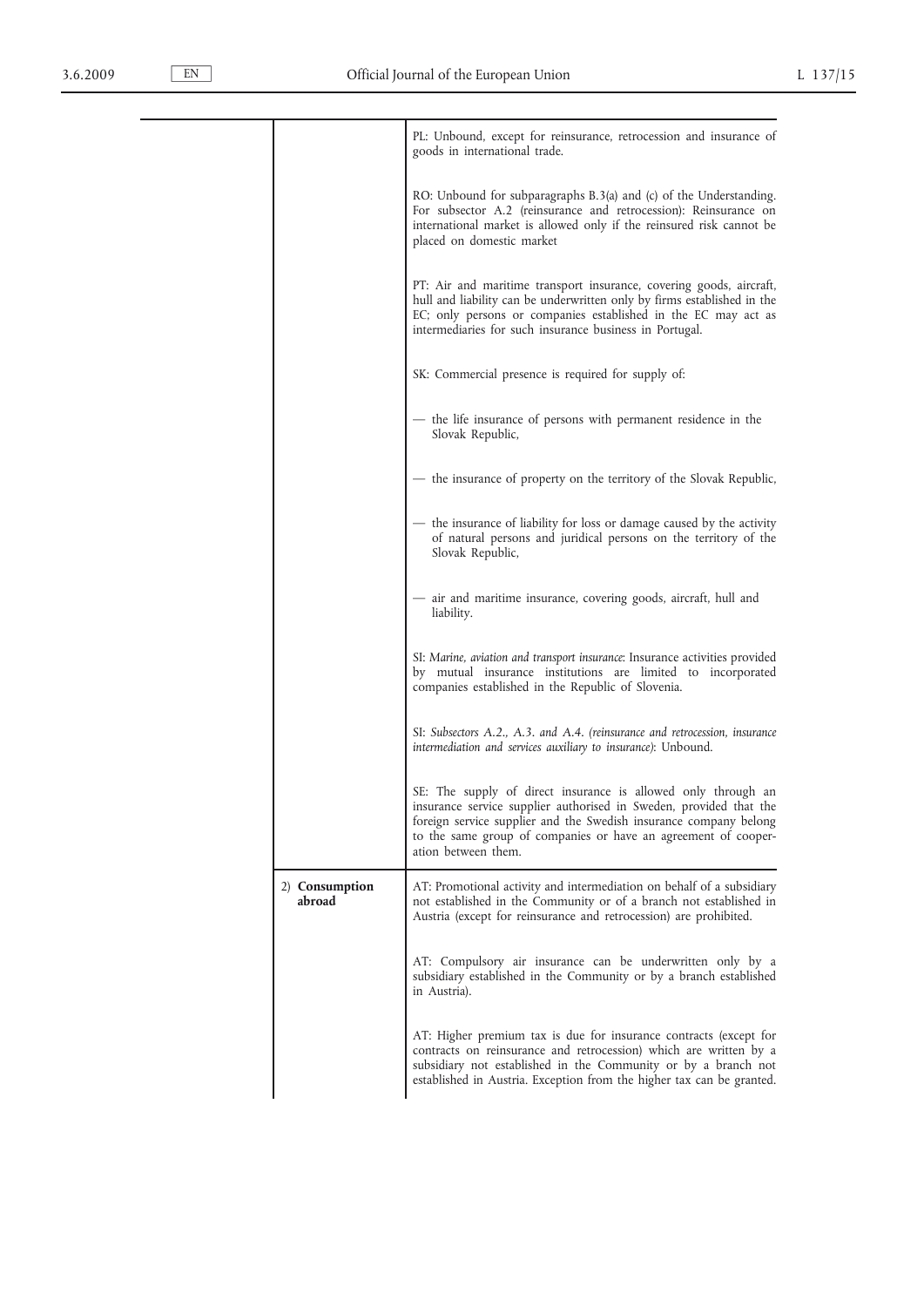| | | |
|---|---|---|
| | | PL: Unbound, except for reinsurance, retrocession and insurance of goods in international trade. |
| | | RO: Unbound for subparagraphs B.3(a) and (c) of the Understanding. For subsector A.2 (reinsurance and retrocession): Reinsurance on international market is allowed only if the reinsured risk cannot be placed on domestic market |
| | | PT: Air and maritime transport insurance, covering goods, aircraft, hull and liability can be underwritten only by firms established in the EC; only persons or companies established in the EC may act as intermediaries for such insurance business in Portugal. |
| | | SK: Commercial presence is required for supply of:<br>— the life insurance of persons with permanent residence in the Slovak Republic,<br>— the insurance of property on the territory of the Slovak Republic,<br>— the insurance of liability for loss or damage caused by the activity of natural persons and juridical persons on the territory of the Slovak Republic,<br>— air and maritime insurance, covering goods, aircraft, hull and liability. |
| | | SI: *Marine, aviation and transport insurance*: Insurance activities provided by mutual insurance institutions are limited to incorporated companies established in the Republic of Slovenia. |
| | | SI: *Subsectors A.2., A.3. and A.4. (reinsurance and retrocession, insurance intermediation and services auxiliary to insurance)*: Unbound. |
| | | SE: The supply of direct insurance is allowed only through an insurance service supplier authorised in Sweden, provided that the foreign service supplier and the Swedish insurance company belong to the same group of companies or have an agreement of cooperation between them. |
| | 2) **Consumption abroad** | AT: Promotional activity and intermediation on behalf of a subsidiary not established in the Community or of a branch not established in Austria (except for reinsurance and retrocession) are prohibited. |
| | | AT: Compulsory air insurance can be underwritten only by a subsidiary established in the Community or by a branch established in Austria). |
| | | AT: Higher premium tax is due for insurance contracts (except for contracts on reinsurance and retrocession) which are written by a subsidiary not established in the Community or by a branch not established in Austria. Exception from the higher tax can be granted. |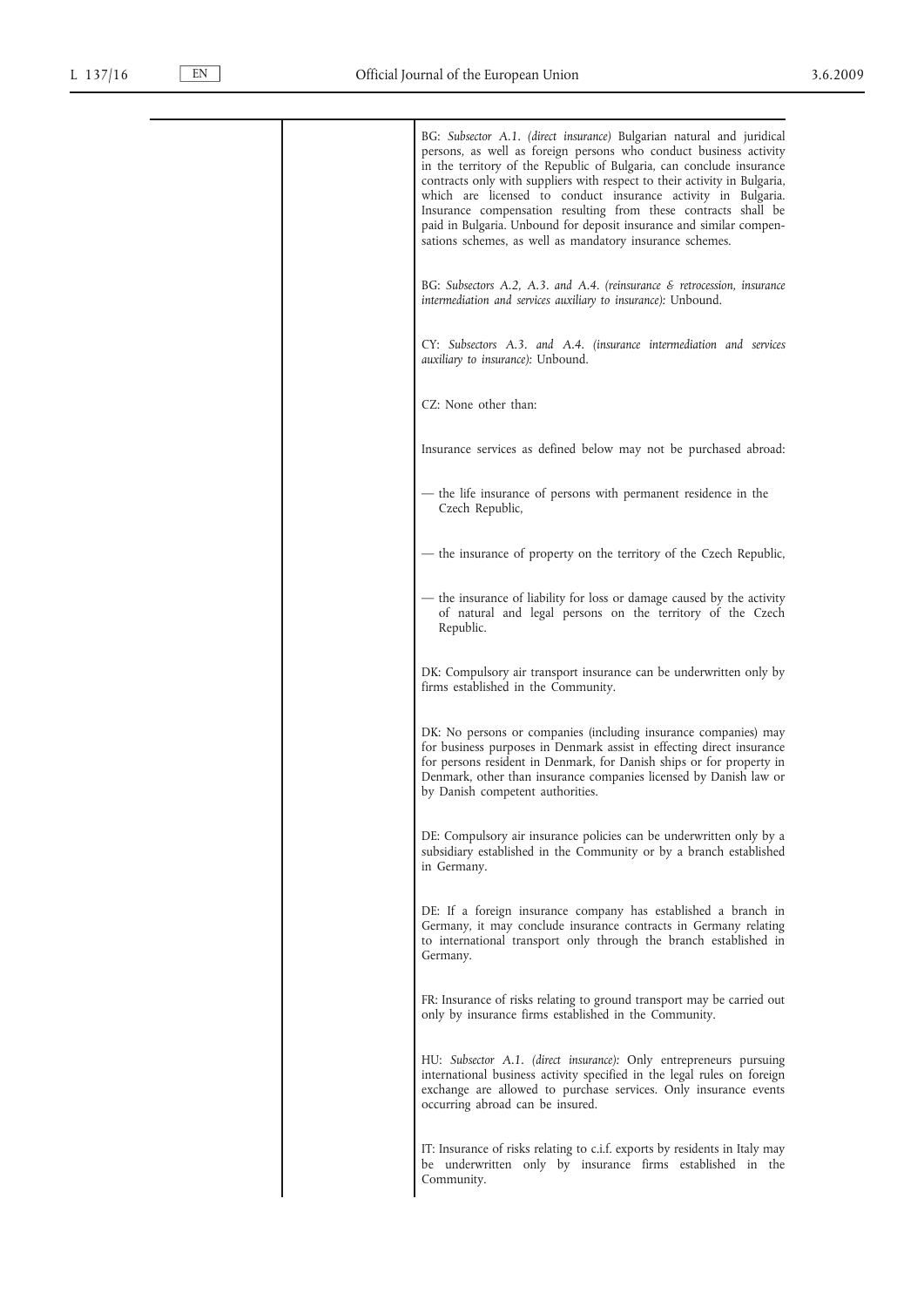| | | |
|---|---|---|
| | | BG: *Subsector A.1. (direct insurance)* Bulgarian natural and juridical persons, as well as foreign persons who conduct business activity in the territory of the Republic of Bulgaria, can conclude insurance contracts only with suppliers with respect to their activity in Bulgaria, which are licensed to conduct insurance activity in Bulgaria. Insurance compensation resulting from these contracts shall be paid in Bulgaria. Unbound for deposit insurance and similar compensations schemes, as well as mandatory insurance schemes. |
| | | BG: *Subsectors A.2, A.3. and A.4. (reinsurance & retrocession, insurance intermediation and services auxiliary to insurance):* Unbound. |
| | | CY: *Subsectors A.3. and A.4. (insurance intermediation and services auxiliary to insurance):* Unbound. |
| | | CZ: None other than: |
| | | Insurance services as defined below may not be purchased abroad: |
| | | — the life insurance of persons with permanent residence in the Czech Republic, |
| | | — the insurance of property on the territory of the Czech Republic, |
| | | — the insurance of liability for loss or damage caused by the activity of natural and legal persons on the territory of the Czech Republic. |
| | | DK: Compulsory air transport insurance can be underwritten only by firms established in the Community. |
| | | DK: No persons or companies (including insurance companies) may for business purposes in Denmark assist in effecting direct insurance for persons resident in Denmark, for Danish ships or for property in Denmark, other than insurance companies licensed by Danish law or by Danish competent authorities. |
| | | DE: Compulsory air insurance policies can be underwritten only by a subsidiary established in the Community or by a branch established in Germany. |
| | | DE: If a foreign insurance company has established a branch in Germany, it may conclude insurance contracts in Germany relating to international transport only through the branch established in Germany. |
| | | FR: Insurance of risks relating to ground transport may be carried out only by insurance firms established in the Community. |
| | | HU: *Subsector A.1. (direct insurance):* Only entrepreneurs pursuing international business activity specified in the legal rules on foreign exchange are allowed to purchase services. Only insurance events occurring abroad can be insured. |
| | | IT: Insurance of risks relating to c.i.f. exports by residents in Italy may be underwritten only by insurance firms established in the Community. |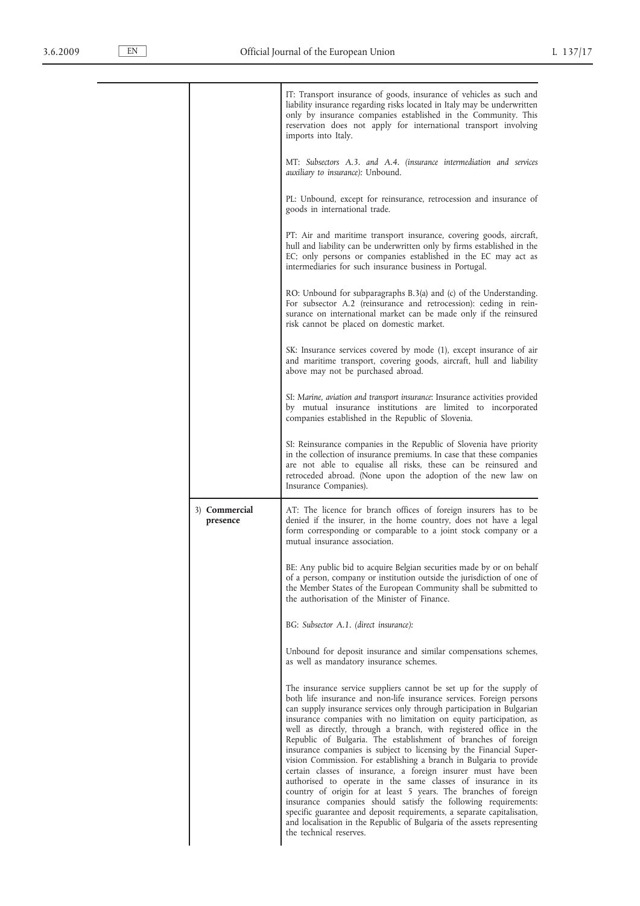| | | |
|---|---|---|
| | | IT: Transport insurance of goods, insurance of vehicles as such and liability insurance regarding risks located in Italy may be underwritten only by insurance companies established in the Community. This reservation does not apply for international transport involving imports into Italy. |
| | | MT: *Subsectors A.3. and A.4. (insurance intermediation and services auxiliary to insurance)*: Unbound. |
| | | PL: Unbound, except for reinsurance, retrocession and insurance of goods in international trade. |
| | | PT: Air and maritime transport insurance, covering goods, aircraft, hull and liability can be underwritten only by firms established in the EC; only persons or companies established in the EC may act as intermediaries for such insurance business in Portugal. |
| | | RO: Unbound for subparagraphs B.3(a) and (c) of the Understanding. For subsector A.2 (reinsurance and retrocession): ceding in reinsurance on international market can be made only if the reinsured risk cannot be placed on domestic market. |
| | | SK: Insurance services covered by mode (1), except insurance of air and maritime transport, covering goods, aircraft, hull and liability above may not be purchased abroad. |
| | | SI: *Marine, aviation and transport insurance*: Insurance activities provided by mutual insurance institutions are limited to incorporated companies established in the Republic of Slovenia. |
| | | SI: Reinsurance companies in the Republic of Slovenia have priority in the collection of insurance premiums. In case that these companies are not able to equalise all risks, these can be reinsured and retroceded abroad. (None upon the adoption of the new law on Insurance Companies). |
| | 3) **Commercial presence** | AT: The licence for branch offices of foreign insurers has to be denied if the insurer, in the home country, does not have a legal form corresponding or comparable to a joint stock company or a mutual insurance association. |
| | | BE: Any public bid to acquire Belgian securities made by or on behalf of a person, company or institution outside the jurisdiction of one of the Member States of the European Community shall be submitted to the authorisation of the Minister of Finance. |
| | | BG: *Subsector A.1. (direct insurance)*: |
| | | Unbound for deposit insurance and similar compensations schemes, as well as mandatory insurance schemes. |
| | | The insurance service suppliers cannot be set up for the supply of both life insurance and non-life insurance services. Foreign persons can supply insurance services only through participation in Bulgarian insurance companies with no limitation on equity participation, as well as directly, through a branch, with registered office in the Republic of Bulgaria. The establishment of branches of foreign insurance companies is subject to licensing by the Financial Supervision Commission. For establishing a branch in Bulgaria to provide certain classes of insurance, a foreign insurer must have been authorised to operate in the same classes of insurance in its country of origin for at least 5 years. The branches of foreign insurance companies should satisfy the following requirements: specific guarantee and deposit requirements, a separate capitalisation, and localisation in the Republic of Bulgaria of the assets representing the technical reserves. |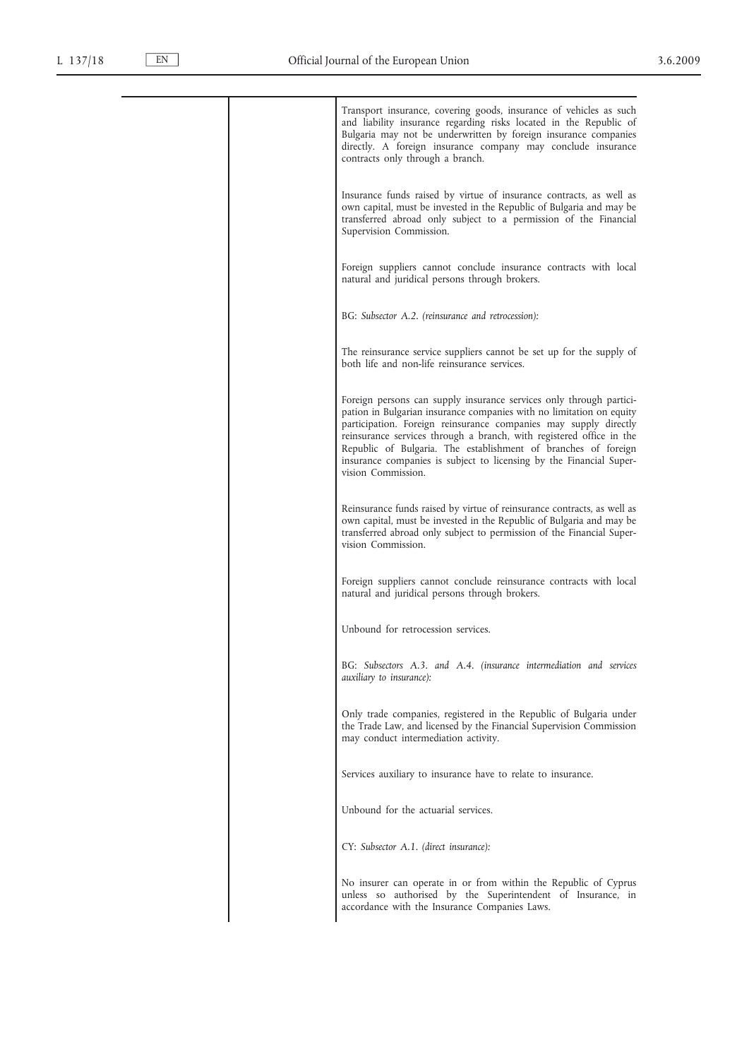| | | |
|---|---|---|
| | | Transport insurance, covering goods, insurance of vehicles as such and liability insurance regarding risks located in the Republic of Bulgaria may not be underwritten by foreign insurance companies directly. A foreign insurance company may conclude insurance contracts only through a branch. |
| | | Insurance funds raised by virtue of insurance contracts, as well as own capital, must be invested in the Republic of Bulgaria and may be transferred abroad only subject to a permission of the Financial Supervision Commission. |
| | | Foreign suppliers cannot conclude insurance contracts with local natural and juridical persons through brokers. |
| | | BG: *Subsector A.2. (reinsurance and retrocession):* |
| | | The reinsurance service suppliers cannot be set up for the supply of both life and non-life reinsurance services. |
| | | Foreign persons can supply insurance services only through participation in Bulgarian insurance companies with no limitation on equity participation. Foreign reinsurance companies may supply directly reinsurance services through a branch, with registered office in the Republic of Bulgaria. The establishment of branches of foreign insurance companies is subject to licensing by the Financial Supervision Commission. |
| | | Reinsurance funds raised by virtue of reinsurance contracts, as well as own capital, must be invested in the Republic of Bulgaria and may be transferred abroad only subject to permission of the Financial Supervision Commission. |
| | | Foreign suppliers cannot conclude reinsurance contracts with local natural and juridical persons through brokers. |
| | | Unbound for retrocession services. |
| | | BG: *Subsectors A.3. and A.4. (insurance intermediation and services auxiliary to insurance):* |
| | | Only trade companies, registered in the Republic of Bulgaria under the Trade Law, and licensed by the Financial Supervision Commission may conduct intermediation activity. |
| | | Services auxiliary to insurance have to relate to insurance. |
| | | Unbound for the actuarial services. |
| | | CY: *Subsector A.1. (direct insurance):* |
| | | No insurer can operate in or from within the Republic of Cyprus unless so authorised by the Superintendent of Insurance, in accordance with the Insurance Companies Laws. |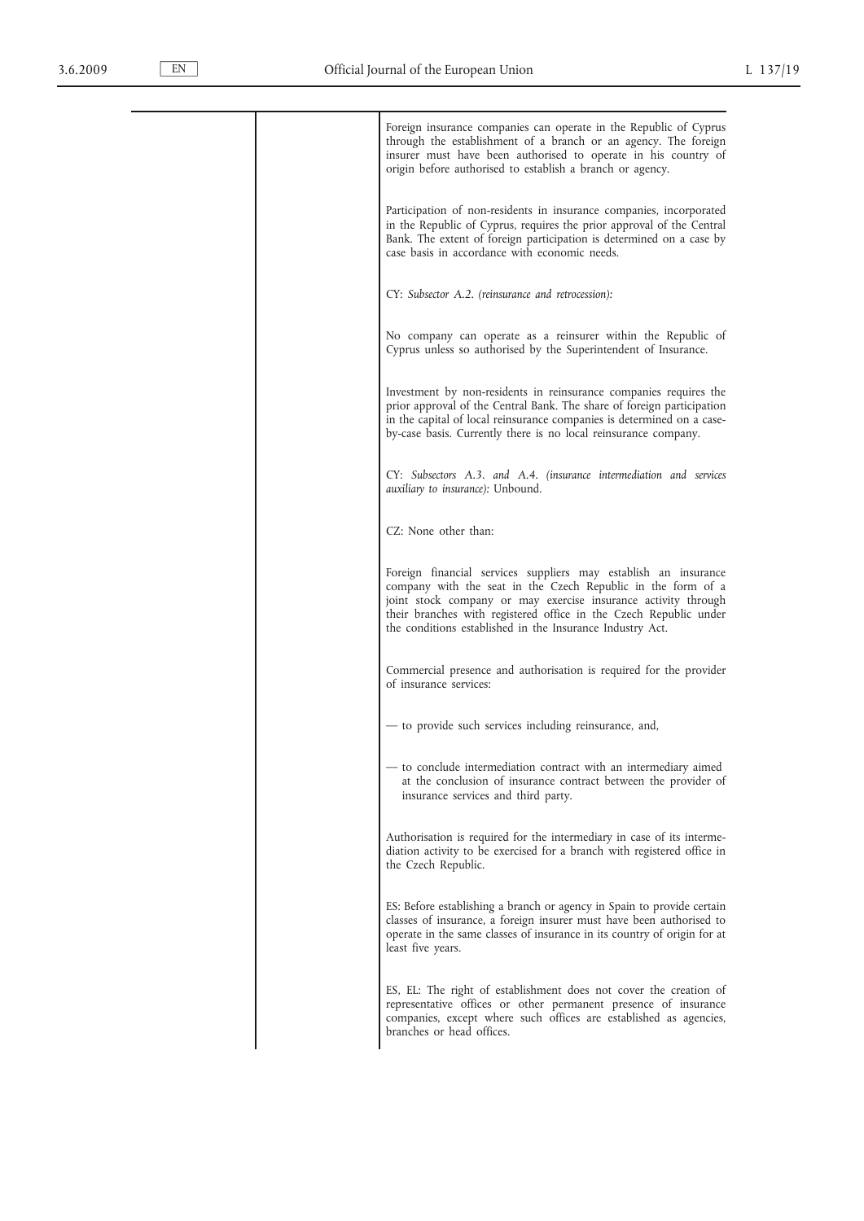| | | |
|---|---|---|
| | | Foreign insurance companies can operate in the Republic of Cyprus through the establishment of a branch or an agency. The foreign insurer must have been authorised to operate in his country of origin before authorised to establish a branch or agency.<br><br>Participation of non-residents in insurance companies, incorporated in the Republic of Cyprus, requires the prior approval of the Central Bank. The extent of foreign participation is determined on a case by case basis in accordance with economic needs.<br><br>CY: *Subsector A.2. (reinsurance and retrocession):*<br><br>No company can operate as a reinsurer within the Republic of Cyprus unless so authorised by the Superintendent of Insurance.<br><br>Investment by non-residents in reinsurance companies requires the prior approval of the Central Bank. The share of foreign participation in the capital of local reinsurance companies is determined on a case-by-case basis. Currently there is no local reinsurance company.<br><br>CY: *Subsectors A.3. and A.4. (insurance intermediation and services auxiliary to insurance):* Unbound.<br><br>CZ: None other than:<br><br>Foreign financial services suppliers may establish an insurance company with the seat in the Czech Republic in the form of a joint stock company or may exercise insurance activity through their branches with registered office in the Czech Republic under the conditions established in the Insurance Industry Act.<br><br>Commercial presence and authorisation is required for the provider of insurance services:<br><br>— to provide such services including reinsurance, and,<br><br>— to conclude intermediation contract with an intermediary aimed at the conclusion of insurance contract between the provider of insurance services and third party.<br><br>Authorisation is required for the intermediary in case of its intermediation activity to be exercised for a branch with registered office in the Czech Republic.<br><br>ES: Before establishing a branch or agency in Spain to provide certain classes of insurance, a foreign insurer must have been authorised to operate in the same classes of insurance in its country of origin for at least five years.<br><br>ES, EL: The right of establishment does not cover the creation of representative offices or other permanent presence of insurance companies, except where such offices are established as agencies, branches or head offices. |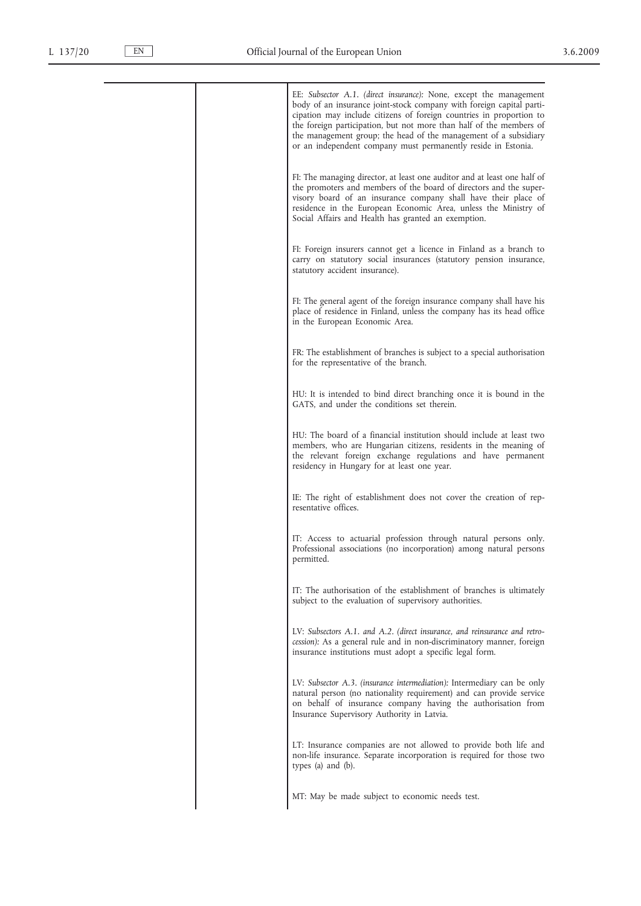| | | |
|---|---|---|
| | | EE: *Subsector A.1. (direct insurance):* None, except the management body of an insurance joint-stock company with foreign capital participation may include citizens of foreign countries in proportion to the foreign participation, but not more than half of the members of the management group; the head of the management of a subsidiary or an independent company must permanently reside in Estonia. |
| | | FI: The managing director, at least one auditor and at least one half of the promoters and members of the board of directors and the supervisory board of an insurance company shall have their place of residence in the European Economic Area, unless the Ministry of Social Affairs and Health has granted an exemption. |
| | | FI: Foreign insurers cannot get a licence in Finland as a branch to carry on statutory social insurances (statutory pension insurance, statutory accident insurance). |
| | | FI: The general agent of the foreign insurance company shall have his place of residence in Finland, unless the company has its head office in the European Economic Area. |
| | | FR: The establishment of branches is subject to a special authorisation for the representative of the branch. |
| | | HU: It is intended to bind direct branching once it is bound in the GATS, and under the conditions set therein. |
| | | HU: The board of a financial institution should include at least two members, who are Hungarian citizens, residents in the meaning of the relevant foreign exchange regulations and have permanent residency in Hungary for at least one year. |
| | | IE: The right of establishment does not cover the creation of representative offices. |
| | | IT: Access to actuarial profession through natural persons only. Professional associations (no incorporation) among natural persons permitted. |
| | | IT: The authorisation of the establishment of branches is ultimately subject to the evaluation of supervisory authorities. |
| | | LV: *Subsectors A.1. and A.2. (direct insurance, and reinsurance and retrocession):* As a general rule and in non-discriminatory manner, foreign insurance institutions must adopt a specific legal form. |
| | | LV: *Subsector A.3. (insurance intermediation):* Intermediary can be only natural person (no nationality requirement) and can provide service on behalf of insurance company having the authorisation from Insurance Supervisory Authority in Latvia. |
| | | LT: Insurance companies are not allowed to provide both life and non-life insurance. Separate incorporation is required for those two types (a) and (b). |
| | | MT: May be made subject to economic needs test. |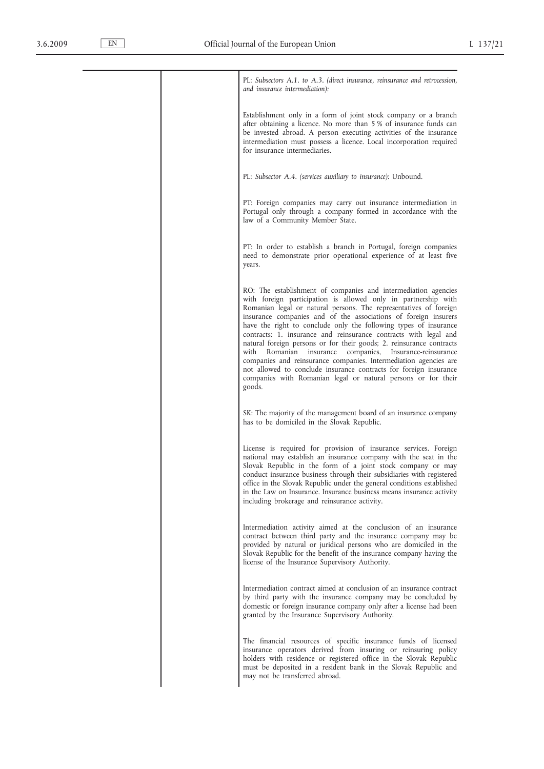| | | |
|---|---|---|
| | | PL: *Subsectors A.1. to A.3. (direct insurance, reinsurance and retrocession, and insurance intermediation):* |
| | | Establishment only in a form of joint stock company or a branch after obtaining a licence. No more than 5 % of insurance funds can be invested abroad. A person executing activities of the insurance intermediation must possess a licence. Local incorporation required for insurance intermediaries. |
| | | PL: *Subsector A.4. (services auxiliary to insurance):* Unbound. |
| | | PT: Foreign companies may carry out insurance intermediation in Portugal only through a company formed in accordance with the law of a Community Member State. |
| | | PT: In order to establish a branch in Portugal, foreign companies need to demonstrate prior operational experience of at least five years. |
| | | RO: The establishment of companies and intermediation agencies with foreign participation is allowed only in partnership with Romanian legal or natural persons. The representatives of foreign insurance companies and of the associations of foreign insurers have the right to conclude only the following types of insurance contracts: 1. insurance and reinsurance contracts with legal and natural foreign persons or for their goods; 2. reinsurance contracts with Romanian insurance companies, Insurance-reinsurance companies and reinsurance companies. Intermediation agencies are not allowed to conclude insurance contracts for foreign insurance companies with Romanian legal or natural persons or for their goods. |
| | | SK: The majority of the management board of an insurance company has to be domiciled in the Slovak Republic. |
| | | License is required for provision of insurance services. Foreign national may establish an insurance company with the seat in the Slovak Republic in the form of a joint stock company or may conduct insurance business through their subsidiaries with registered office in the Slovak Republic under the general conditions established in the Law on Insurance. Insurance business means insurance activity including brokerage and reinsurance activity. |
| | | Intermediation activity aimed at the conclusion of an insurance contract between third party and the insurance company may be provided by natural or juridical persons who are domiciled in the Slovak Republic for the benefit of the insurance company having the license of the Insurance Supervisory Authority. |
| | | Intermediation contract aimed at conclusion of an insurance contract by third party with the insurance company may be concluded by domestic or foreign insurance company only after a license had been granted by the Insurance Supervisory Authority. |
| | | The financial resources of specific insurance funds of licensed insurance operators derived from insuring or reinsuring policy holders with residence or registered office in the Slovak Republic must be deposited in a resident bank in the Slovak Republic and may not be transferred abroad. |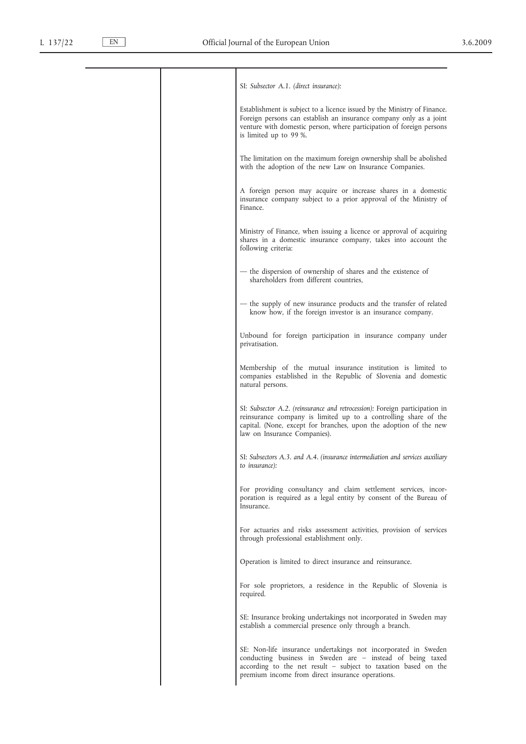| | | |
|---|---|---|
| | | SI: *Subsector A.1. (direct insurance):*<br><br>Establishment is subject to a licence issued by the Ministry of Finance. Foreign persons can establish an insurance company only as a joint venture with domestic person, where participation of foreign persons is limited up to 99 %.<br><br>The limitation on the maximum foreign ownership shall be abolished with the adoption of the new Law on Insurance Companies.<br><br>A foreign person may acquire or increase shares in a domestic insurance company subject to a prior approval of the Ministry of Finance.<br><br>Ministry of Finance, when issuing a licence or approval of acquiring shares in a domestic insurance company, takes into account the following criteria:<br><br>— the dispersion of ownership of shares and the existence of shareholders from different countries,<br><br>— the supply of new insurance products and the transfer of related know how, if the foreign investor is an insurance company.<br><br>Unbound for foreign participation in insurance company under privatisation.<br><br>Membership of the mutual insurance institution is limited to companies established in the Republic of Slovenia and domestic natural persons.<br><br>SI: *Subsector A.2. (reinsurance and retrocession):* Foreign participation in reinsurance company is limited up to a controlling share of the capital. (None, except for branches, upon the adoption of the new law on Insurance Companies).<br><br>SI: *Subsectors A.3. and A.4. (insurance intermediation and services auxiliary to insurance):*<br><br>For providing consultancy and claim settlement services, incorporation is required as a legal entity by consent of the Bureau of Insurance.<br><br>For actuaries and risks assessment activities, provision of services through professional establishment only.<br><br>Operation is limited to direct insurance and reinsurance.<br><br>For sole proprietors, a residence in the Republic of Slovenia is required.<br><br>SE: Insurance broking undertakings not incorporated in Sweden may establish a commercial presence only through a branch.<br><br>SE: Non-life insurance undertakings not incorporated in Sweden conducting business in Sweden are – instead of being taxed according to the net result – subject to taxation based on the premium income from direct insurance operations. |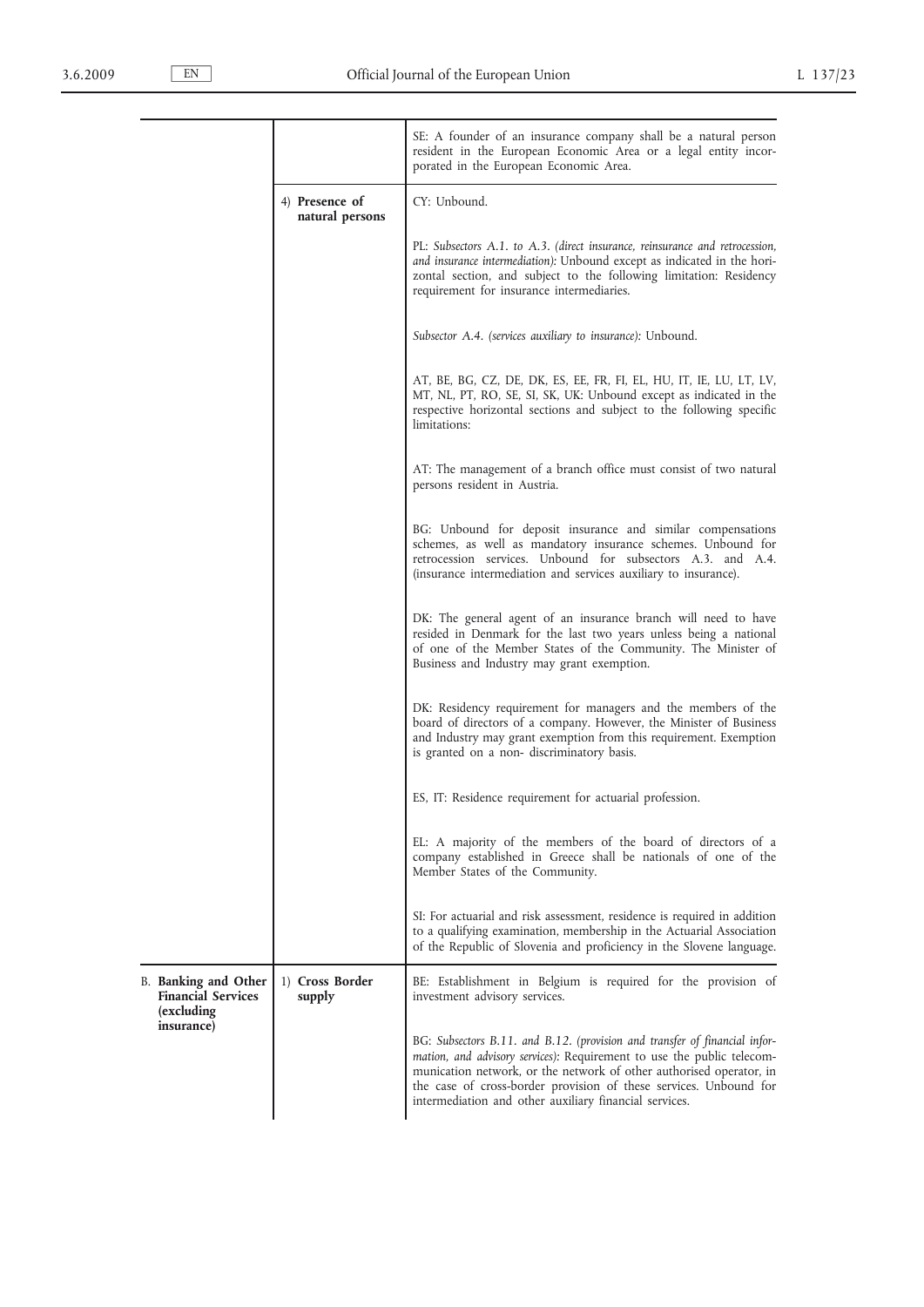| | | |
|---|---|---|
| | | SE: A founder of an insurance company shall be a natural person resident in the European Economic Area or a legal entity incorporated in the European Economic Area. |
| | 4) **Presence of natural persons** | CY: Unbound. |
| | | PL: *Subsectors A.1. to A.3. (direct insurance, reinsurance and retrocession, and insurance intermediation):* Unbound except as indicated in the horizontal section, and subject to the following limitation: Residency requirement for insurance intermediaries. |
| | | *Subsector A.4. (services auxiliary to insurance):* Unbound. |
| | | AT, BE, BG, CZ, DE, DK, ES, EE, FR, FI, EL, HU, IT, IE, LU, LT, LV, MT, NL, PT, RO, SE, SI, SK, UK: Unbound except as indicated in the respective horizontal sections and subject to the following specific limitations: |
| | | AT: The management of a branch office must consist of two natural persons resident in Austria. |
| | | BG: Unbound for deposit insurance and similar compensations schemes, as well as mandatory insurance schemes. Unbound for retrocession services. Unbound for subsectors A.3. and A.4. (insurance intermediation and services auxiliary to insurance). |
| | | DK: The general agent of an insurance branch will need to have resided in Denmark for the last two years unless being a national of one of the Member States of the Community. The Minister of Business and Industry may grant exemption. |
| | | DK: Residency requirement for managers and the members of the board of directors of a company. However, the Minister of Business and Industry may grant exemption from this requirement. Exemption is granted on a non- discriminatory basis. |
| | | ES, IT: Residence requirement for actuarial profession. |
| | | EL: A majority of the members of the board of directors of a company established in Greece shall be nationals of one of the Member States of the Community. |
| | | SI: For actuarial and risk assessment, residence is required in addition to a qualifying examination, membership in the Actuarial Association of the Republic of Slovenia and proficiency in the Slovene language. |
| B. **Banking and Other Financial Services (excluding insurance)** | 1) **Cross Border supply** | BE: Establishment in Belgium is required for the provision of investment advisory services. |
| | | BG: *Subsectors B.11. and B.12. (provision and transfer of financial information, and advisory services):* Requirement to use the public telecommunication network, or the network of other authorised operator, in the case of cross-border provision of these services. Unbound for intermediation and other auxiliary financial services. |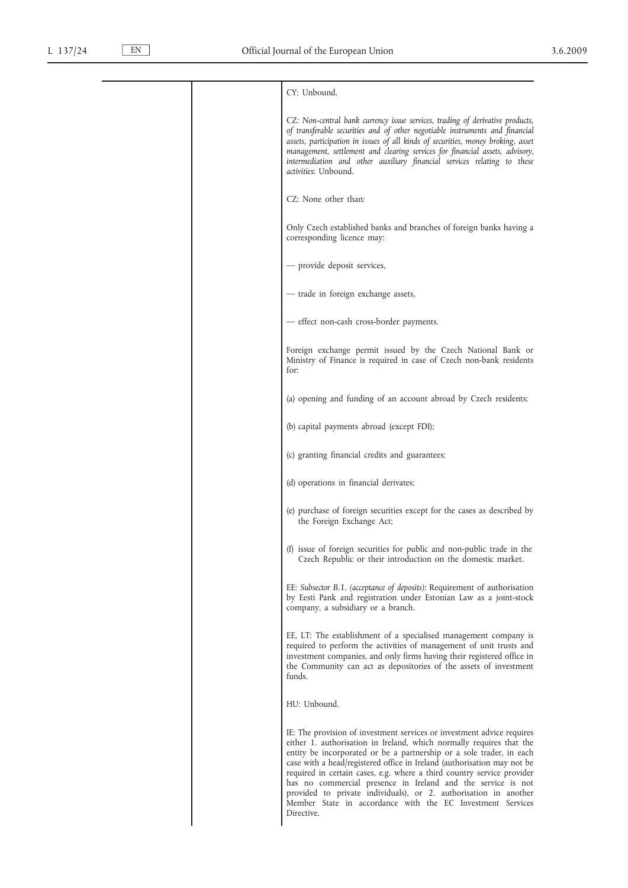| | | |
|---|---|---|
| | | CY: Unbound. |
| | | CZ: *Non-central bank currency issue services, trading of derivative products, of transferable securities and of other negotiable instruments and financial assets, participation in issues of all kinds of securities, money broking, asset management, settlement and clearing services for financial assets, advisory, intermediation and other auxiliary financial services relating to these activities*: Unbound. |
| | | CZ: None other than: |
| | | Only Czech established banks and branches of foreign banks having a corresponding licence may: |
| | | — provide deposit services, |
| | | — trade in foreign exchange assets, |
| | | — effect non-cash cross-border payments. |
| | | Foreign exchange permit issued by the Czech National Bank or Ministry of Finance is required in case of Czech non-bank residents for: |
| | | (a) opening and funding of an account abroad by Czech residents; |
| | | (b) capital payments abroad (except FDI); |
| | | (c) granting financial credits and guarantees; |
| | | (d) operations in financial derivates; |
| | | (e) purchase of foreign securities except for the cases as described by the Foreign Exchange Act; |
| | | (f) issue of foreign securities for public and non-public trade in the Czech Republic or their introduction on the domestic market. |
| | | EE: *Subsector B.1. (acceptance of deposits)*: Requirement of authorisation by Eesti Pank and registration under Estonian Law as a joint-stock company, a subsidiary or a branch. |
| | | EE, LT: The establishment of a specialised management company is required to perform the activities of management of unit trusts and investment companies, and only firms having their registered office in the Community can act as depositories of the assets of investment funds. |
| | | HU: Unbound. |
| | | IE: The provision of investment services or investment advice requires either 1. authorisation in Ireland, which normally requires that the entity be incorporated or be a partnership or a sole trader, in each case with a head/registered office in Ireland (authorisation may not be required in certain cases, e.g. where a third country service provider has no commercial presence in Ireland and the service is not provided to private individuals), or 2. authorisation in another Member State in accordance with the EC Investment Services Directive. |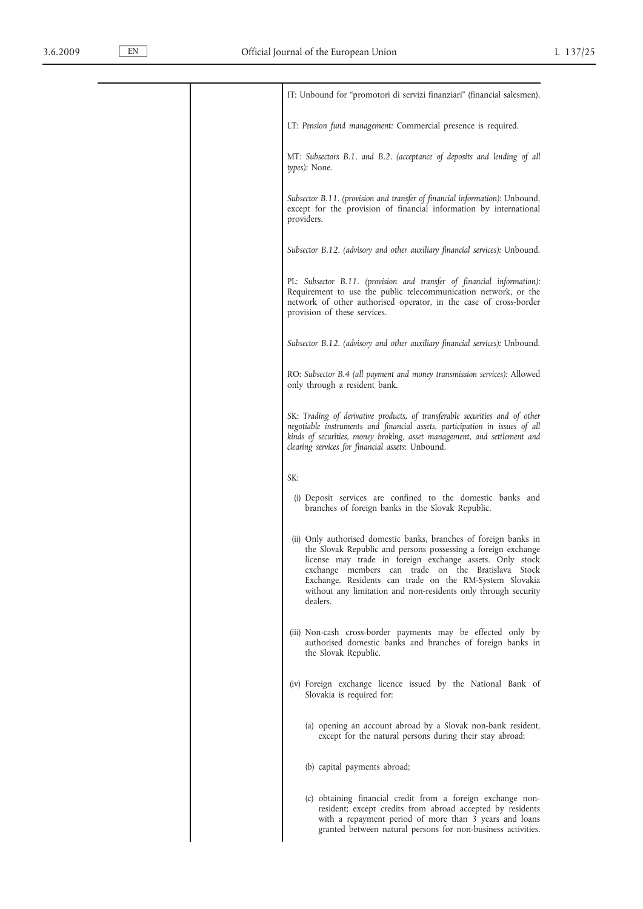| | | |
|---|---|---|
| | | IT: Unbound for "promotori di servizi finanziari" (financial salesmen).<br><br>LT: *Pension fund management:* Commercial presence is required.<br><br>MT: *Subsectors B.1. and B.2. (acceptance of deposits and lending of all types):* None.<br><br>*Subsector B.11. (provision and transfer of financial information):* Unbound, except for the provision of financial information by international providers.<br><br>*Subsector B.12. (advisory and other auxiliary financial services):* Unbound.<br><br>PL: *Subsector B.11. (provision and transfer of financial information):* Requirement to use the public telecommunication network, or the network of other authorised operator, in the case of cross-border provision of these services.<br><br>*Subsector B.12. (advisory and other auxiliary financial services):* Unbound.<br><br>RO: *Subsector B.4 (all payment and money transmission services):* Allowed only through a resident bank.<br><br>SK: *Trading of derivative products, of transferable securities and of other negotiable instruments and financial assets, participation in issues of all kinds of securities, money broking, asset management, and settlement and clearing services for financial assets*: Unbound.<br><br>SK:<br><br>(i) Deposit services are confined to the domestic banks and branches of foreign banks in the Slovak Republic.<br><br>(ii) Only authorised domestic banks, branches of foreign banks in the Slovak Republic and persons possessing a foreign exchange license may trade in foreign exchange assets. Only stock exchange members can trade on the Bratislava Stock Exchange. Residents can trade on the RM-System Slovakia without any limitation and non-residents only through security dealers.<br><br>(iii) Non-cash cross-border payments may be effected only by authorised domestic banks and branches of foreign banks in the Slovak Republic.<br><br>(iv) Foreign exchange licence issued by the National Bank of Slovakia is required for:<br><br>(a) opening an account abroad by a Slovak non-bank resident, except for the natural persons during their stay abroad;<br><br>(b) capital payments abroad;<br><br>(c) obtaining financial credit from a foreign exchange non-resident; except credits from abroad accepted by residents with a repayment period of more than 3 years and loans granted between natural persons for non-business activities. |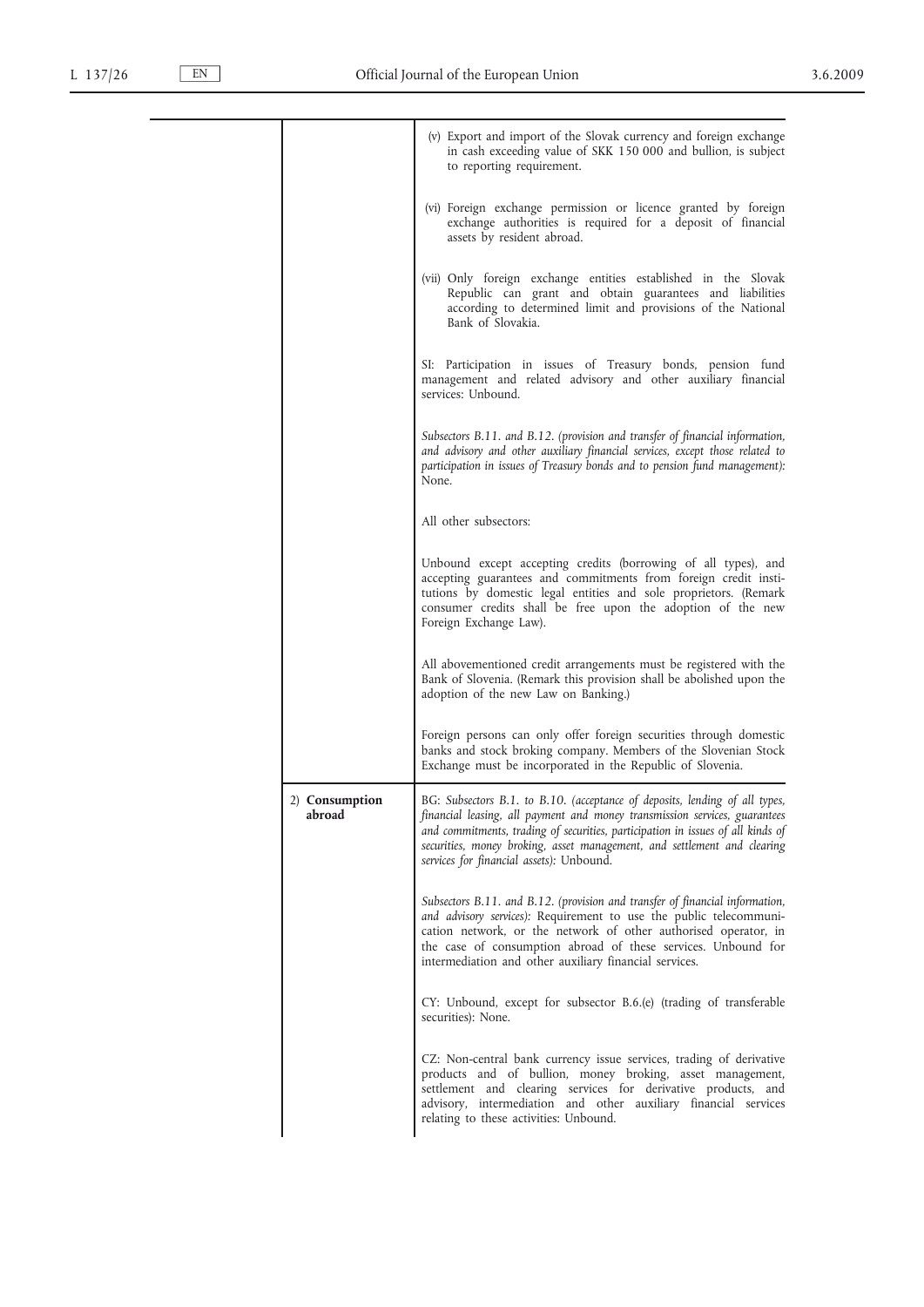| | | |
|---|---|---|
| | | (v) Export and import of the Slovak currency and foreign exchange in cash exceeding value of SKK 150 000 and bullion, is subject to reporting requirement.<br><br>(vi) Foreign exchange permission or licence granted by foreign exchange authorities is required for a deposit of financial assets by resident abroad.<br><br>(vii) Only foreign exchange entities established in the Slovak Republic can grant and obtain guarantees and liabilities according to determined limit and provisions of the National Bank of Slovakia.<br><br>SI: Participation in issues of Treasury bonds, pension fund management and related advisory and other auxiliary financial services: Unbound.<br><br>*Subsectors B.11. and B.12. (provision and transfer of financial information, and advisory and other auxiliary financial services, except those related to participation in issues of Treasury bonds and to pension fund management):* None.<br><br>All other subsectors:<br><br>Unbound except accepting credits (borrowing of all types), and accepting guarantees and commitments from foreign credit institutions by domestic legal entities and sole proprietors. (Remark consumer credits shall be free upon the adoption of the new Foreign Exchange Law).<br><br>All abovementioned credit arrangements must be registered with the Bank of Slovenia. (Remark this provision shall be abolished upon the adoption of the new Law on Banking.)<br><br>Foreign persons can only offer foreign securities through domestic banks and stock broking company. Members of the Slovenian Stock Exchange must be incorporated in the Republic of Slovenia. |
| | 2) **Consumption abroad** | BG: *Subsectors B.1. to B.10. (acceptance of deposits, lending of all types, financial leasing, all payment and money transmission services, guarantees and commitments, trading of securities, participation in issues of all kinds of securities, money broking, asset management, and settlement and clearing services for financial assets):* Unbound.<br><br>*Subsectors B.11. and B.12. (provision and transfer of financial information, and advisory services):* Requirement to use the public telecommunication network, or the network of other authorised operator, in the case of consumption abroad of these services. Unbound for intermediation and other auxiliary financial services.<br><br>CY: Unbound, except for subsector B.6.(e) (trading of transferable securities): None.<br><br>CZ: Non-central bank currency issue services, trading of derivative products and of bullion, money broking, asset management, settlement and clearing services for derivative products, and advisory, intermediation and other auxiliary financial services relating to these activities: Unbound. |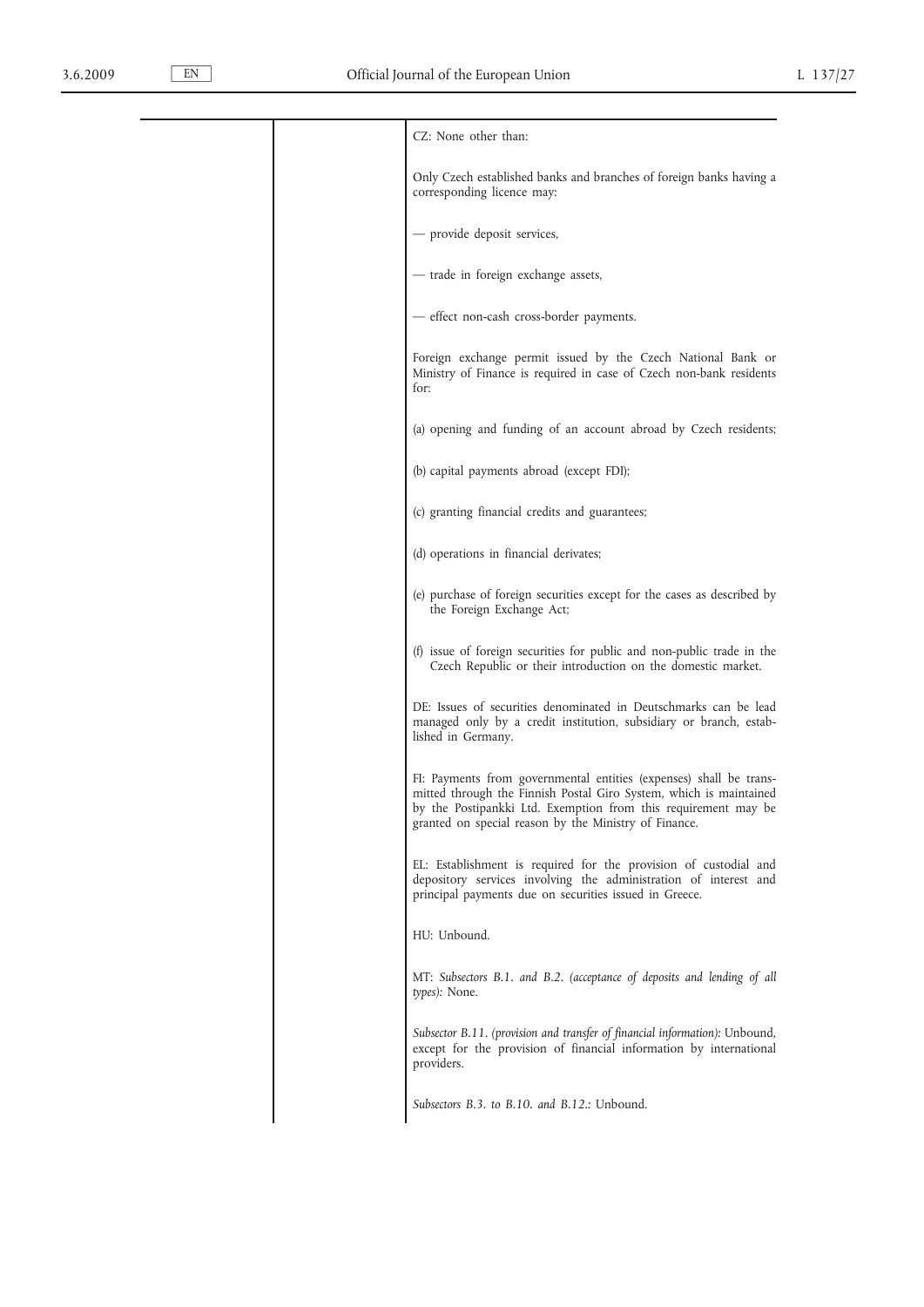| | | |
|---|---|---|
| | | CZ: None other than: |
| | | Only Czech established banks and branches of foreign banks having a corresponding licence may: |
| | | — provide deposit services, |
| | | — trade in foreign exchange assets, |
| | | — effect non-cash cross-border payments. |
| | | Foreign exchange permit issued by the Czech National Bank or Ministry of Finance is required in case of Czech non-bank residents for: |
| | | (a) opening and funding of an account abroad by Czech residents; |
| | | (b) capital payments abroad (except FDI); |
| | | (c) granting financial credits and guarantees; |
| | | (d) operations in financial derivates; |
| | | (e) purchase of foreign securities except for the cases as described by the Foreign Exchange Act; |
| | | (f) issue of foreign securities for public and non-public trade in the Czech Republic or their introduction on the domestic market. |
| | | DE: Issues of securities denominated in Deutschmarks can be lead managed only by a credit institution, subsidiary or branch, established in Germany. |
| | | FI: Payments from governmental entities (expenses) shall be transmitted through the Finnish Postal Giro System, which is maintained by the Postipankki Ltd. Exemption from this requirement may be granted on special reason by the Ministry of Finance. |
| | | EL: Establishment is required for the provision of custodial and depository services involving the administration of interest and principal payments due on securities issued in Greece. |
| | | HU: Unbound. |
| | | MT: *Subsectors B.1. and B.2. (acceptance of deposits and lending of all types):* None. |
| | | *Subsector B.11. (provision and transfer of financial information):* Unbound, except for the provision of financial information by international providers. |
| | | *Subsectors B.3. to B.10. and B.12.:* Unbound. |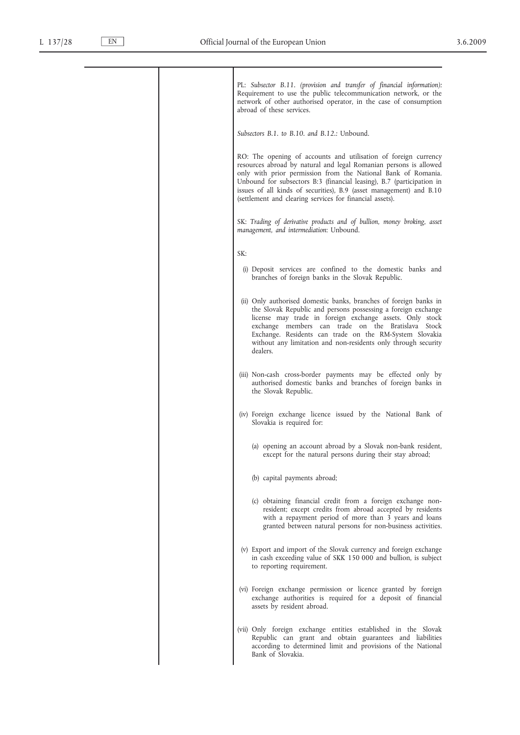| | | |
|---|---|---|
| | | PL: *Subsector B.11. (provision and transfer of financial information):* Requirement to use the public telecommunication network, or the network of other authorised operator, in the case of consumption abroad of these services.<br><br>*Subsectors B.1. to B.10. and B.12.:* Unbound.<br><br>RO: The opening of accounts and utilisation of foreign currency resources abroad by natural and legal Romanian persons is allowed only with prior permission from the National Bank of Romania. Unbound for subsectors B:3 (financial leasing), B.7 (participation in issues of all kinds of securities), B.9 (asset management) and B.10 (settlement and clearing services for financial assets).<br><br>SK: *Trading of derivative products and of bullion, money broking, asset management, and intermediation*: Unbound.<br><br>SK:<br><br>(i) Deposit services are confined to the domestic banks and branches of foreign banks in the Slovak Republic.<br><br>(ii) Only authorised domestic banks, branches of foreign banks in the Slovak Republic and persons possessing a foreign exchange license may trade in foreign exchange assets. Only stock exchange members can trade on the Bratislava Stock Exchange. Residents can trade on the RM-System Slovakia without any limitation and non-residents only through security dealers.<br><br>(iii) Non-cash cross-border payments may be effected only by authorised domestic banks and branches of foreign banks in the Slovak Republic.<br><br>(iv) Foreign exchange licence issued by the National Bank of Slovakia is required for:<br><br>(a) opening an account abroad by a Slovak non-bank resident, except for the natural persons during their stay abroad;<br><br>(b) capital payments abroad;<br><br>(c) obtaining financial credit from a foreign exchange non-resident; except credits from abroad accepted by residents with a repayment period of more than 3 years and loans granted between natural persons for non-business activities.<br><br>(v) Export and import of the Slovak currency and foreign exchange in cash exceeding value of SKK 150 000 and bullion, is subject to reporting requirement.<br><br>(vi) Foreign exchange permission or licence granted by foreign exchange authorities is required for a deposit of financial assets by resident abroad.<br><br>(vii) Only foreign exchange entities established in the Slovak Republic can grant and obtain guarantees and liabilities according to determined limit and provisions of the National Bank of Slovakia. |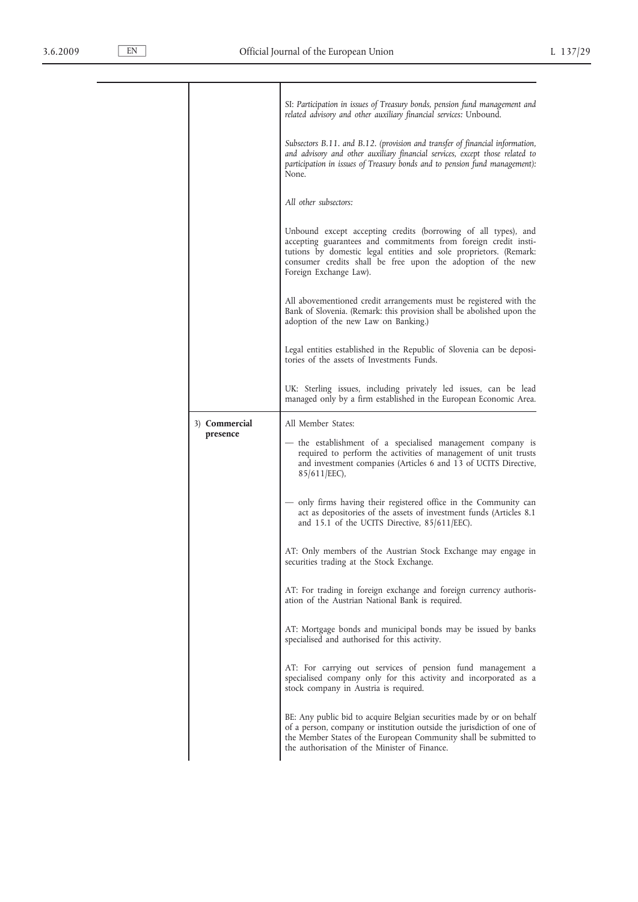| | | |
|---|---|---|
| | | SI: *Participation in issues of Treasury bonds, pension fund management and related advisory and other auxiliary financial services:* Unbound.<br><br>*Subsectors B.11. and B.12. (provision and transfer of financial information, and advisory and other auxiliary financial services, except those related to participation in issues of Treasury bonds and to pension fund management):* None.<br><br>*All other subsectors:*<br><br>Unbound except accepting credits (borrowing of all types), and accepting guarantees and commitments from foreign credit institutions by domestic legal entities and sole proprietors. (Remark: consumer credits shall be free upon the adoption of the new Foreign Exchange Law).<br><br>All abovementioned credit arrangements must be registered with the Bank of Slovenia. (Remark: this provision shall be abolished upon the adoption of the new Law on Banking.)<br><br>Legal entities established in the Republic of Slovenia can be depositories of the assets of Investments Funds.<br><br>UK: Sterling issues, including privately led issues, can be lead managed only by a firm established in the European Economic Area. |
| | 3) **Commercial presence** | All Member States:<br><br>— the establishment of a specialised management company is required to perform the activities of management of unit trusts and investment companies (Articles 6 and 13 of UCITS Directive, 85/611/EEC),<br><br>— only firms having their registered office in the Community can act as depositories of the assets of investment funds (Articles 8.1 and 15.1 of the UCITS Directive, 85/611/EEC).<br><br>AT: Only members of the Austrian Stock Exchange may engage in securities trading at the Stock Exchange.<br><br>AT: For trading in foreign exchange and foreign currency authorisation of the Austrian National Bank is required.<br><br>AT: Mortgage bonds and municipal bonds may be issued by banks specialised and authorised for this activity.<br><br>AT: For carrying out services of pension fund management a specialised company only for this activity and incorporated as a stock company in Austria is required.<br><br>BE: Any public bid to acquire Belgian securities made by or on behalf of a person, company or institution outside the jurisdiction of one of the Member States of the European Community shall be submitted to the authorisation of the Minister of Finance. |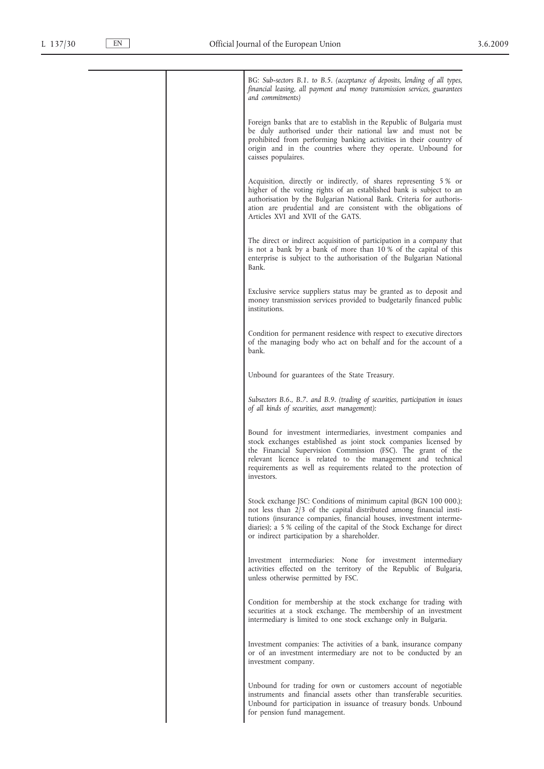| | | BG: *Sub-sectors B.1. to B.5. (acceptance of deposits, lending of all types, financial leasing, all payment and money transmission services, guarantees and commitments)* |
|---|---|---|
| | | Foreign banks that are to establish in the Republic of Bulgaria must be duly authorised under their national law and must not be prohibited from performing banking activities in their country of origin and in the countries where they operate. Unbound for caisses populaires. |
| | | Acquisition, directly or indirectly, of shares representing 5 % or higher of the voting rights of an established bank is subject to an authorisation by the Bulgarian National Bank. Criteria for authorisation are prudential and are consistent with the obligations of Articles XVI and XVII of the GATS. |
| | | The direct or indirect acquisition of participation in a company that is not a bank by a bank of more than 10 % of the capital of this enterprise is subject to the authorisation of the Bulgarian National Bank. |
| | | Exclusive service suppliers status may be granted as to deposit and money transmission services provided to budgetarily financed public institutions. |
| | | Condition for permanent residence with respect to executive directors of the managing body who act on behalf and for the account of a bank. |
| | | Unbound for guarantees of the State Treasury. |
| | | *Subsectors B.6., B.7. and B.9. (trading of securities, participation in issues of all kinds of securities, asset management):* |
| | | Bound for investment intermediaries, investment companies and stock exchanges established as joint stock companies licensed by the Financial Supervision Commission (FSC). The grant of the relevant licence is related to the management and technical requirements as well as requirements related to the protection of investors. |
| | | Stock exchange JSC: Conditions of minimum capital (BGN 100 000.); not less than 2/3 of the capital distributed among financial institutions (insurance companies, financial houses, investment intermediaries); a 5 % ceiling of the capital of the Stock Exchange for direct or indirect participation by a shareholder. |
| | | Investment intermediaries: None for investment intermediary activities effected on the territory of the Republic of Bulgaria, unless otherwise permitted by FSC. |
| | | Condition for membership at the stock exchange for trading with securities at a stock exchange. The membership of an investment intermediary is limited to one stock exchange only in Bulgaria. |
| | | Investment companies: The activities of a bank, insurance company or of an investment intermediary are not to be conducted by an investment company. |
| | | Unbound for trading for own or customers account of negotiable instruments and financial assets other than transferable securities. Unbound for participation in issuance of treasury bonds. Unbound for pension fund management. |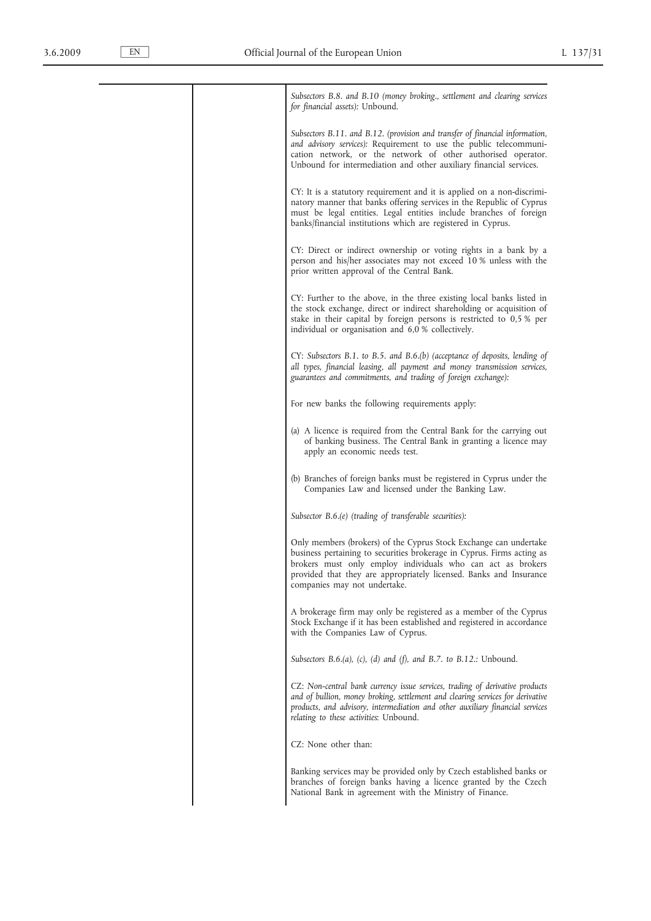*Subsectors B.8. and B.10 (money broking., settlement and clearing services for financial assets):* Unbound.

*Subsectors B.11. and B.12. (provision and transfer of financial information, and advisory services):* Requirement to use the public telecommunication network, or the network of other authorised operator. Unbound for intermediation and other auxiliary financial services.

CY: It is a statutory requirement and it is applied on a non-discriminatory manner that banks offering services in the Republic of Cyprus must be legal entities. Legal entities include branches of foreign banks/financial institutions which are registered in Cyprus.

CY: Direct or indirect ownership or voting rights in a bank by a person and his/her associates may not exceed 10 % unless with the prior written approval of the Central Bank.

CY: Further to the above, in the three existing local banks listed in the stock exchange, direct or indirect shareholding or acquisition of stake in their capital by foreign persons is restricted to 0,5 % per individual or organisation and 6,0 % collectively.

CY: *Subsectors B.1. to B.5. and B.6.(b) (acceptance of deposits, lending of all types, financial leasing, all payment and money transmission services, guarantees and commitments, and trading of foreign exchange):*

For new banks the following requirements apply:

(a) A licence is required from the Central Bank for the carrying out of banking business. The Central Bank in granting a licence may apply an economic needs test.

(b) Branches of foreign banks must be registered in Cyprus under the Companies Law and licensed under the Banking Law.

*Subsector B.6.(e) (trading of transferable securities):*

Only members (brokers) of the Cyprus Stock Exchange can undertake business pertaining to securities brokerage in Cyprus. Firms acting as brokers must only employ individuals who can act as brokers provided that they are appropriately licensed. Banks and Insurance companies may not undertake.

A brokerage firm may only be registered as a member of the Cyprus Stock Exchange if it has been established and registered in accordance with the Companies Law of Cyprus.

*Subsectors B.6.(a), (c), (d) and (f), and B.7. to B.12.:* Unbound.

CZ: *Non-central bank currency issue services, trading of derivative products and of bullion, money broking, settlement and clearing services for derivative products, and advisory, intermediation and other auxiliary financial services relating to these activities*: Unbound.

CZ: None other than:

Banking services may be provided only by Czech established banks or branches of foreign banks having a licence granted by the Czech National Bank in agreement with the Ministry of Finance.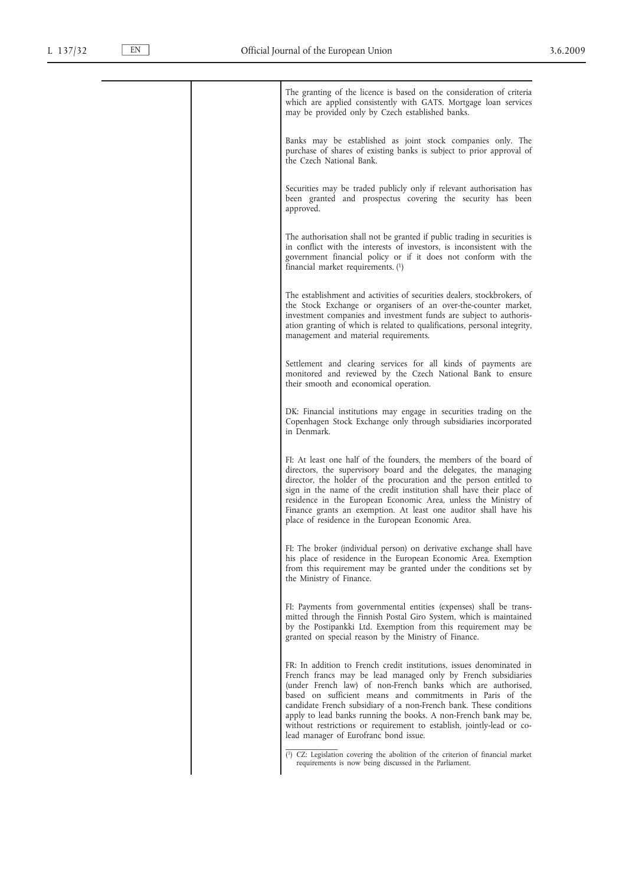| | | |
|---|---|---|
| | | The granting of the licence is based on the consideration of criteria which are applied consistently with GATS. Mortgage loan services may be provided only by Czech established banks. |
| | | Banks may be established as joint stock companies only. The purchase of shares of existing banks is subject to prior approval of the Czech National Bank. |
| | | Securities may be traded publicly only if relevant authorisation has been granted and prospectus covering the security has been approved. |
| | | The authorisation shall not be granted if public trading in securities is in conflict with the interests of investors, is inconsistent with the government financial policy or if it does not conform with the financial market requirements. (1) |
| | | The establishment and activities of securities dealers, stockbrokers, of the Stock Exchange or organisers of an over-the-counter market, investment companies and investment funds are subject to authorisation granting of which is related to qualifications, personal integrity, management and material requirements. |
| | | Settlement and clearing services for all kinds of payments are monitored and reviewed by the Czech National Bank to ensure their smooth and economical operation. |
| | | DK: Financial institutions may engage in securities trading on the Copenhagen Stock Exchange only through subsidiaries incorporated in Denmark. |
| | | FI: At least one half of the founders, the members of the board of directors, the supervisory board and the delegates, the managing director, the holder of the procuration and the person entitled to sign in the name of the credit institution shall have their place of residence in the European Economic Area, unless the Ministry of Finance grants an exemption. At least one auditor shall have his place of residence in the European Economic Area. |
| | | FI: The broker (individual person) on derivative exchange shall have his place of residence in the European Economic Area. Exemption from this requirement may be granted under the conditions set by the Ministry of Finance. |
| | | FI: Payments from governmental entities (expenses) shall be transmitted through the Finnish Postal Giro System, which is maintained by the Postipankki Ltd. Exemption from this requirement may be granted on special reason by the Ministry of Finance. |
| | | FR: In addition to French credit institutions, issues denominated in French francs may be lead managed only by French subsidiaries (under French law) of non-French banks which are authorised, based on sufficient means and commitments in Paris of the candidate French subsidiary of a non-French bank. These conditions apply to lead banks running the books. A non-French bank may be, without restrictions or requirement to establish, jointly-lead or co-lead manager of Eurofranc bond issue. |

(1) CZ: Legislation covering the abolition of the criterion of financial market requirements is now being discussed in the Parliament.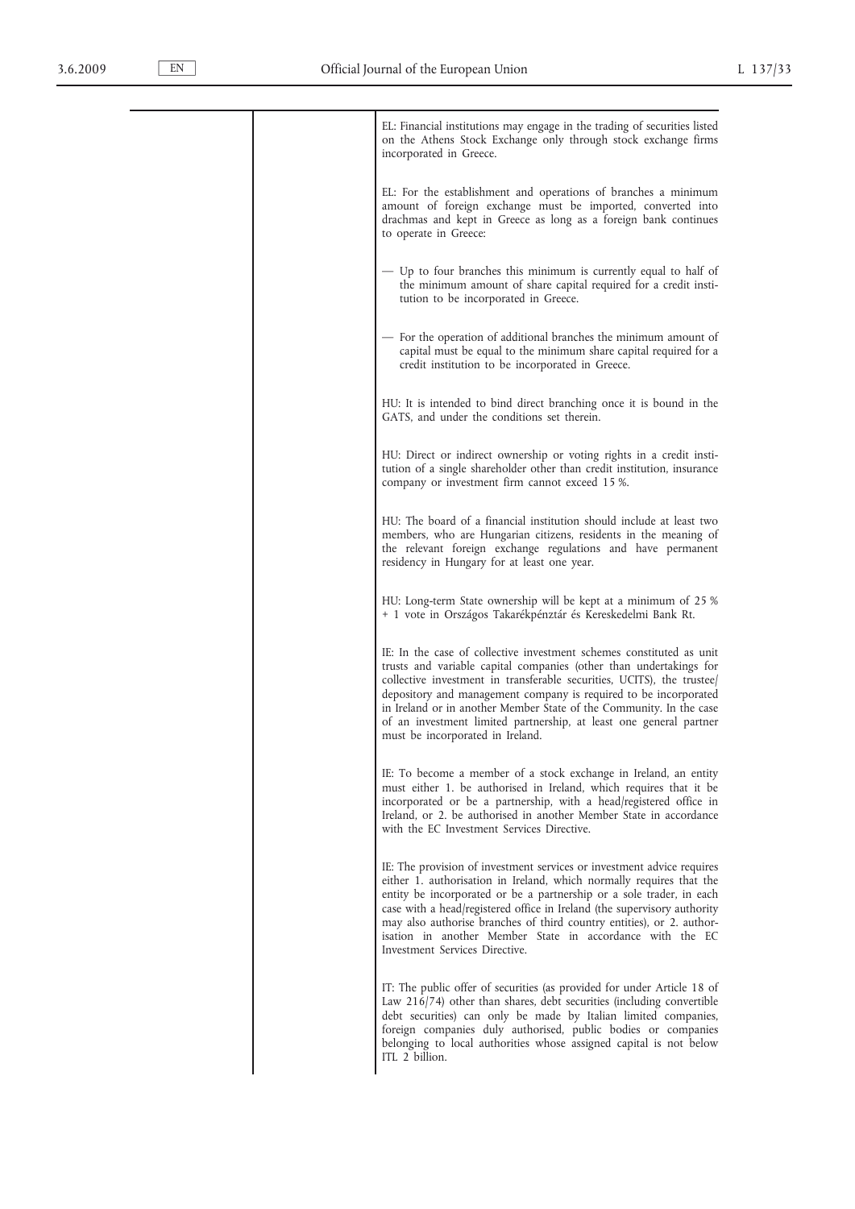EL: Financial institutions may engage in the trading of securities listed on the Athens Stock Exchange only through stock exchange firms incorporated in Greece.

EL: For the establishment and operations of branches a minimum amount of foreign exchange must be imported, converted into drachmas and kept in Greece as long as a foreign bank continues to operate in Greece:

— Up to four branches this minimum is currently equal to half of the minimum amount of share capital required for a credit institution to be incorporated in Greece.

— For the operation of additional branches the minimum amount of capital must be equal to the minimum share capital required for a credit institution to be incorporated in Greece.

HU: It is intended to bind direct branching once it is bound in the GATS, and under the conditions set therein.

HU: Direct or indirect ownership or voting rights in a credit institution of a single shareholder other than credit institution, insurance company or investment firm cannot exceed 15 %.

HU: The board of a financial institution should include at least two members, who are Hungarian citizens, residents in the meaning of the relevant foreign exchange regulations and have permanent residency in Hungary for at least one year.

HU: Long-term State ownership will be kept at a minimum of 25 % + 1 vote in Országos Takarékpénztár és Kereskedelmi Bank Rt.

IE: In the case of collective investment schemes constituted as unit trusts and variable capital companies (other than undertakings for collective investment in transferable securities, UCITS), the trustee/depository and management company is required to be incorporated in Ireland or in another Member State of the Community. In the case of an investment limited partnership, at least one general partner must be incorporated in Ireland.

IE: To become a member of a stock exchange in Ireland, an entity must either 1. be authorised in Ireland, which requires that it be incorporated or be a partnership, with a head/registered office in Ireland, or 2. be authorised in another Member State in accordance with the EC Investment Services Directive.

IE: The provision of investment services or investment advice requires either 1. authorisation in Ireland, which normally requires that the entity be incorporated or be a partnership or a sole trader, in each case with a head/registered office in Ireland (the supervisory authority may also authorise branches of third country entities), or 2. authorisation in another Member State in accordance with the EC Investment Services Directive.

IT: The public offer of securities (as provided for under Article 18 of Law 216/74) other than shares, debt securities (including convertible debt securities) can only be made by Italian limited companies, foreign companies duly authorised, public bodies or companies belonging to local authorities whose assigned capital is not below ITL 2 billion.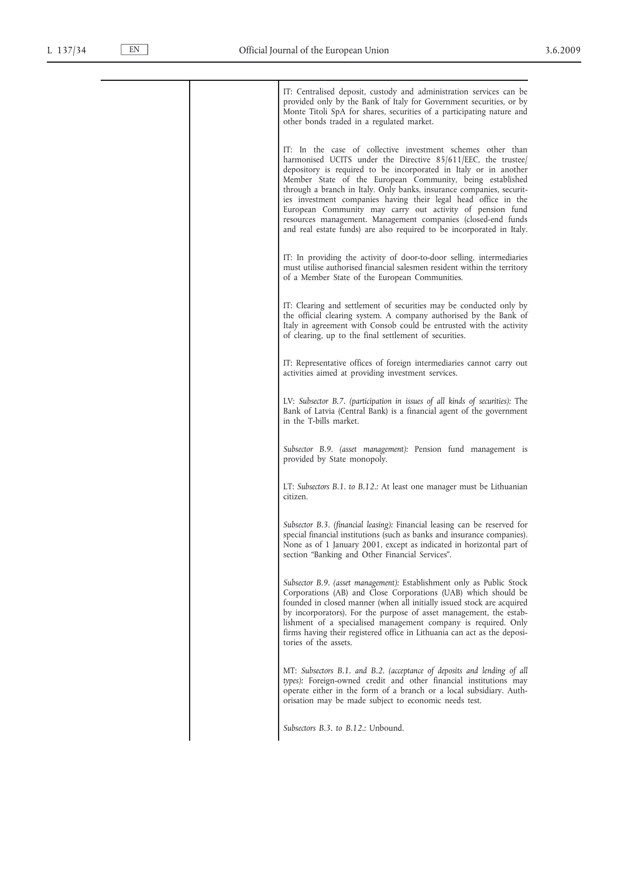| | | |
|---|---|---|
| | | IT: Centralised deposit, custody and administration services can be provided only by the Bank of Italy for Government securities, or by Monte Titoli SpA for shares, securities of a participating nature and other bonds traded in a regulated market. |
| | | IT: In the case of collective investment schemes other than harmonised UCITS under the Directive 85/611/EEC, the trustee/depository is required to be incorporated in Italy or in another Member State of the European Community, being established through a branch in Italy. Only banks, insurance companies, securities investment companies having their legal head office in the European Community may carry out activity of pension fund resources management. Management companies (closed-end funds and real estate funds) are also required to be incorporated in Italy. |
| | | IT: In providing the activity of door-to-door selling, intermediaries must utilise authorised financial salesmen resident within the territory of a Member State of the European Communities. |
| | | IT: Clearing and settlement of securities may be conducted only by the official clearing system. A company authorised by the Bank of Italy in agreement with Consob could be entrusted with the activity of clearing, up to the final settlement of securities. |
| | | IT: Representative offices of foreign intermediaries cannot carry out activities aimed at providing investment services. |
| | | LV: *Subsector B.7. (participation in issues of all kinds of securities):* The Bank of Latvia (Central Bank) is a financial agent of the government in the T-bills market. |
| | | *Subsector B.9. (asset management):* Pension fund management is provided by State monopoly. |
| | | LT: *Subsectors B.1. to B.12.:* At least one manager must be Lithuanian citizen. |
| | | *Subsector B.3. (financial leasing):* Financial leasing can be reserved for special financial institutions (such as banks and insurance companies). None as of 1 January 2001, except as indicated in horizontal part of section "Banking and Other Financial Services". |
| | | *Subsector B.9. (asset management):* Establishment only as Public Stock Corporations (AB) and Close Corporations (UAB) which should be founded in closed manner (when all initially issued stock are acquired by incorporators). For the purpose of asset management, the establishment of a specialised management company is required. Only firms having their registered office in Lithuania can act as the depositories of the assets. |
| | | MT: *Subsectors B.1. and B.2. (acceptance of deposits and lending of all types):* Foreign-owned credit and other financial institutions may operate either in the form of a branch or a local subsidiary. Authorisation may be made subject to economic needs test. |
| | | *Subsectors B.3. to B.12.:* Unbound. |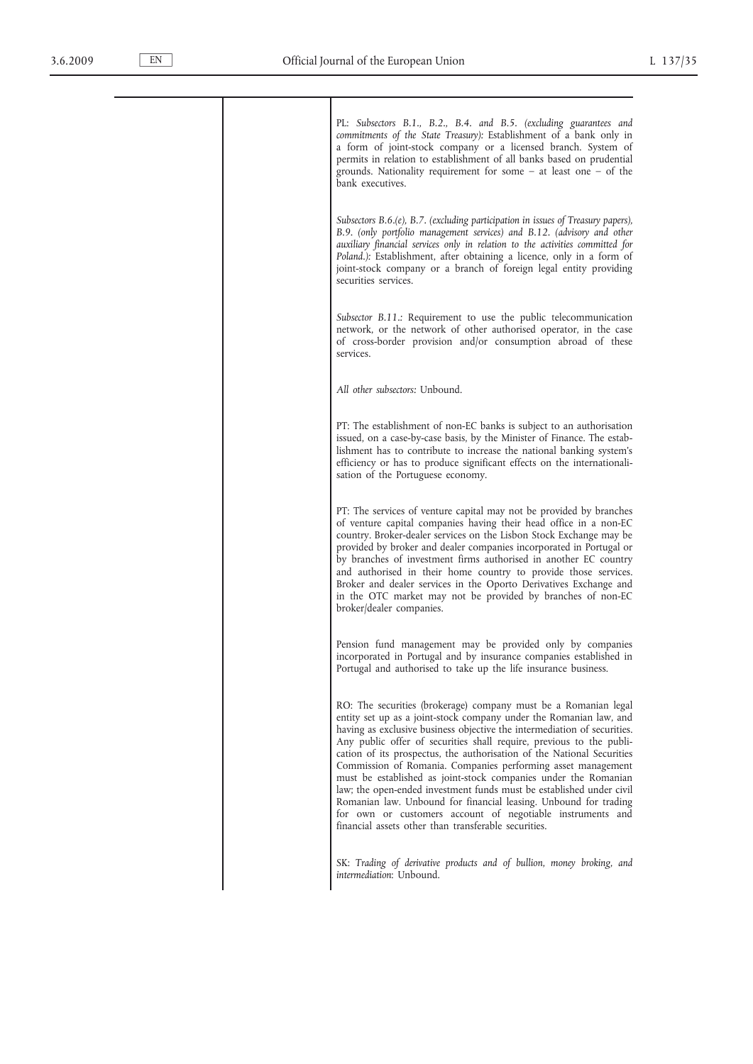| | | |
|---|---|---|
| | | PL: *Subsectors B.1., B.2., B.4. and B.5. (excluding guarantees and commitments of the State Treasury):* Establishment of a bank only in a form of joint-stock company or a licensed branch. System of permits in relation to establishment of all banks based on prudential grounds. Nationality requirement for some – at least one – of the bank executives. |
| | | *Subsectors B.6.(e), B.7. (excluding participation in issues of Treasury papers), B.9. (only portfolio management services) and B.12. (advisory and other auxiliary financial services only in relation to the activities committed for Poland.):* Establishment, after obtaining a licence, only in a form of joint-stock company or a branch of foreign legal entity providing securities services. |
| | | *Subsector B.11.:* Requirement to use the public telecommunication network, or the network of other authorised operator, in the case of cross-border provision and/or consumption abroad of these services. |
| | | *All other subsectors:* Unbound. |
| | | PT: The establishment of non-EC banks is subject to an authorisation issued, on a case-by-case basis, by the Minister of Finance. The establishment has to contribute to increase the national banking system's efficiency or has to produce significant effects on the internationalisation of the Portuguese economy. |
| | | PT: The services of venture capital may not be provided by branches of venture capital companies having their head office in a non-EC country. Broker-dealer services on the Lisbon Stock Exchange may be provided by broker and dealer companies incorporated in Portugal or by branches of investment firms authorised in another EC country and authorised in their home country to provide those services. Broker and dealer services in the Oporto Derivatives Exchange and in the OTC market may not be provided by branches of non-EC broker/dealer companies. |
| | | Pension fund management may be provided only by companies incorporated in Portugal and by insurance companies established in Portugal and authorised to take up the life insurance business. |
| | | RO: The securities (brokerage) company must be a Romanian legal entity set up as a joint-stock company under the Romanian law, and having as exclusive business objective the intermediation of securities. Any public offer of securities shall require, previous to the publication of its prospectus, the authorisation of the National Securities Commission of Romania. Companies performing asset management must be established as joint-stock companies under the Romanian law; the open-ended investment funds must be established under civil Romanian law. Unbound for financial leasing. Unbound for trading for own or customers account of negotiable instruments and financial assets other than transferable securities. |
| | | SK: *Trading of derivative products and of bullion, money broking, and intermediation*: Unbound. |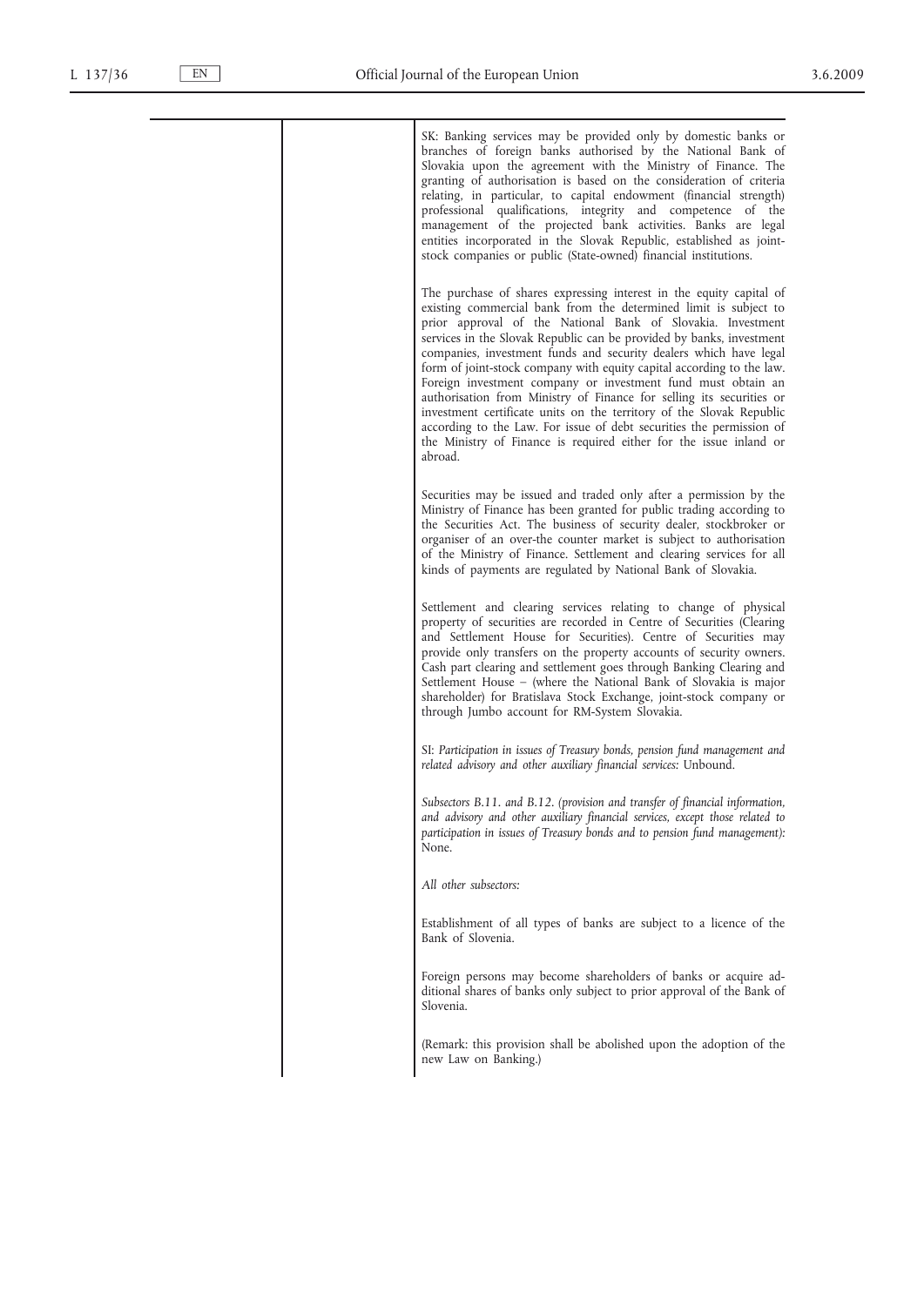| | | |
|---|---|---|
| | | SK: Banking services may be provided only by domestic banks or branches of foreign banks authorised by the National Bank of Slovakia upon the agreement with the Ministry of Finance. The granting of authorisation is based on the consideration of criteria relating, in particular, to capital endowment (financial strength) professional qualifications, integrity and competence of the management of the projected bank activities. Banks are legal entities incorporated in the Slovak Republic, established as joint-stock companies or public (State-owned) financial institutions.<br><br>The purchase of shares expressing interest in the equity capital of existing commercial bank from the determined limit is subject to prior approval of the National Bank of Slovakia. Investment services in the Slovak Republic can be provided by banks, investment companies, investment funds and security dealers which have legal form of joint-stock company with equity capital according to the law. Foreign investment company or investment fund must obtain an authorisation from Ministry of Finance for selling its securities or investment certificate units on the territory of the Slovak Republic according to the Law. For issue of debt securities the permission of the Ministry of Finance is required either for the issue inland or abroad.<br><br>Securities may be issued and traded only after a permission by the Ministry of Finance has been granted for public trading according to the Securities Act. The business of security dealer, stockbroker or organiser of an over-the counter market is subject to authorisation of the Ministry of Finance. Settlement and clearing services for all kinds of payments are regulated by National Bank of Slovakia.<br><br>Settlement and clearing services relating to change of physical property of securities are recorded in Centre of Securities (Clearing and Settlement House for Securities). Centre of Securities may provide only transfers on the property accounts of security owners. Cash part clearing and settlement goes through Banking Clearing and Settlement House – (where the National Bank of Slovakia is major shareholder) for Bratislava Stock Exchange, joint-stock company or through Jumbo account for RM-System Slovakia.<br><br>SI: *Participation in issues of Treasury bonds, pension fund management and related advisory and other auxiliary financial services:* Unbound.<br><br>*Subsectors B.11. and B.12. (provision and transfer of financial information, and advisory and other auxiliary financial services, except those related to participation in issues of Treasury bonds and to pension fund management):* None.<br><br>*All other subsectors:*<br><br>Establishment of all types of banks are subject to a licence of the Bank of Slovenia.<br><br>Foreign persons may become shareholders of banks or acquire additional shares of banks only subject to prior approval of the Bank of Slovenia.<br><br>(Remark: this provision shall be abolished upon the adoption of the new Law on Banking.) |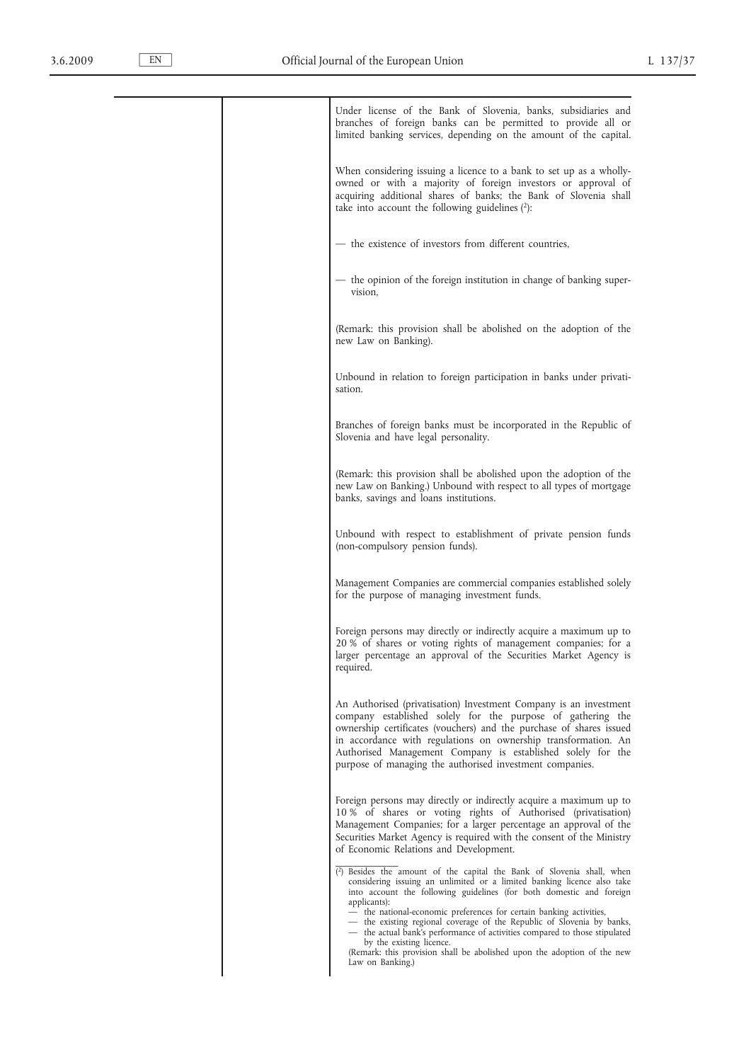| | | |
|---|---|---|
| | | Under license of the Bank of Slovenia, banks, subsidiaries and branches of foreign banks can be permitted to provide all or limited banking services, depending on the amount of the capital.<br><br>When considering issuing a licence to a bank to set up as a wholly-owned or with a majority of foreign investors or approval of acquiring additional shares of banks; the Bank of Slovenia shall take into account the following guidelines [2]:<br><br>— the existence of investors from different countries,<br><br>— the opinion of the foreign institution in change of banking supervision,<br><br>(Remark: this provision shall be abolished on the adoption of the new Law on Banking).<br><br>Unbound in relation to foreign participation in banks under privatisation.<br><br>Branches of foreign banks must be incorporated in the Republic of Slovenia and have legal personality.<br><br>(Remark: this provision shall be abolished upon the adoption of the new Law on Banking.) Unbound with respect to all types of mortgage banks, savings and loans institutions.<br><br>Unbound with respect to establishment of private pension funds (non-compulsory pension funds).<br><br>Management Companies are commercial companies established solely for the purpose of managing investment funds.<br><br>Foreign persons may directly or indirectly acquire a maximum up to 20 % of shares or voting rights of management companies; for a larger percentage an approval of the Securities Market Agency is required.<br><br>An Authorised (privatisation) Investment Company is an investment company established solely for the purpose of gathering the ownership certificates (vouchers) and the purchase of shares issued in accordance with regulations on ownership transformation. An Authorised Management Company is established solely for the purpose of managing the authorised investment companies.<br><br>Foreign persons may directly or indirectly acquire a maximum up to 10 % of shares or voting rights of Authorised (privatisation) Management Companies; for a larger percentage an approval of the Securities Market Agency is required with the consent of the Ministry of Economic Relations and Development. |

[2] Besides the amount of the capital the Bank of Slovenia shall, when considering issuing an unlimited or a limited banking licence also take into account the following guidelines (for both domestic and foreign applicants):
— the national-economic preferences for certain banking activities,
— the existing regional coverage of the Republic of Slovenia by banks,
— the actual bank's performance of activities compared to those stipulated by the existing licence.
(Remark: this provision shall be abolished upon the adoption of the new Law on Banking.)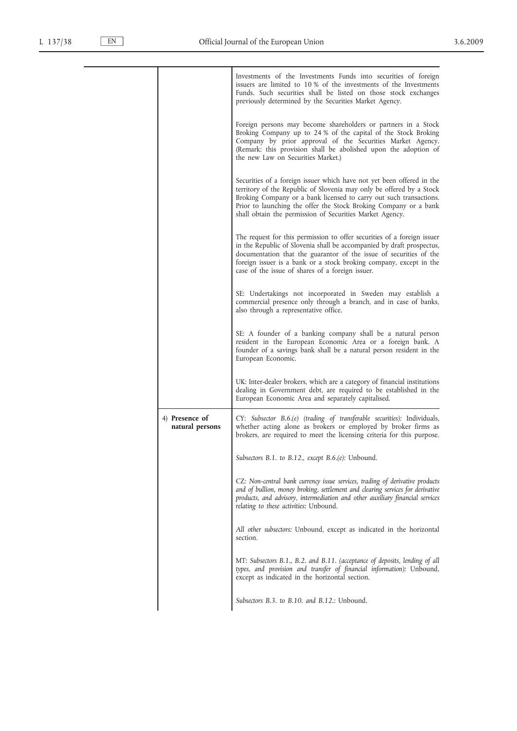| | | |
|---|---|---|
| | | Investments of the Investments Funds into securities of foreign issuers are limited to 10 % of the investments of the Investments Funds. Such securities shall be listed on those stock exchanges previously determined by the Securities Market Agency. |
| | | Foreign persons may become shareholders or partners in a Stock Broking Company up to 24 % of the capital of the Stock Broking Company by prior approval of the Securities Market Agency. (Remark: this provision shall be abolished upon the adoption of the new Law on Securities Market.) |
| | | Securities of a foreign issuer which have not yet been offered in the territory of the Republic of Slovenia may only be offered by a Stock Broking Company or a bank licensed to carry out such transactions. Prior to launching the offer the Stock Broking Company or a bank shall obtain the permission of Securities Market Agency. |
| | | The request for this permission to offer securities of a foreign issuer in the Republic of Slovenia shall be accompanied by draft prospectus, documentation that the guarantor of the issue of securities of the foreign issuer is a bank or a stock broking company, except in the case of the issue of shares of a foreign issuer. |
| | | SE: Undertakings not incorporated in Sweden may establish a commercial presence only through a branch, and in case of banks, also through a representative office. |
| | | SE: A founder of a banking company shall be a natural person resident in the European Economic Area or a foreign bank. A founder of a savings bank shall be a natural person resident in the European Economic. |
| | | UK: Inter-dealer brokers, which are a category of financial institutions dealing in Government debt, are required to be established in the European Economic Area and separately capitalised. |
| | 4) **Presence of natural persons** | CY: *Subsector B.6.(e) (trading of transferable securities):* Individuals, whether acting alone as brokers or employed by broker firms as brokers, are required to meet the licensing criteria for this purpose. |
| | | *Subsectors B.1. to B.12., except B.6.(e):* Unbound. |
| | | CZ: *Non-central bank currency issue services, trading of derivative products and of bullion, money broking, settlement and clearing services for derivative products, and advisory, intermediation and other auxiliary financial services relating to these activities:* Unbound. |
| | | *All other subsectors:* Unbound, except as indicated in the horizontal section. |
| | | MT: *Subsectors B.1., B.2. and B.11. (acceptance of deposits, lending of all types, and provision and transfer of financial information):* Unbound, except as indicated in the horizontal section. |
| | | *Subsectors B.3. to B.10. and B.12.:* Unbound. |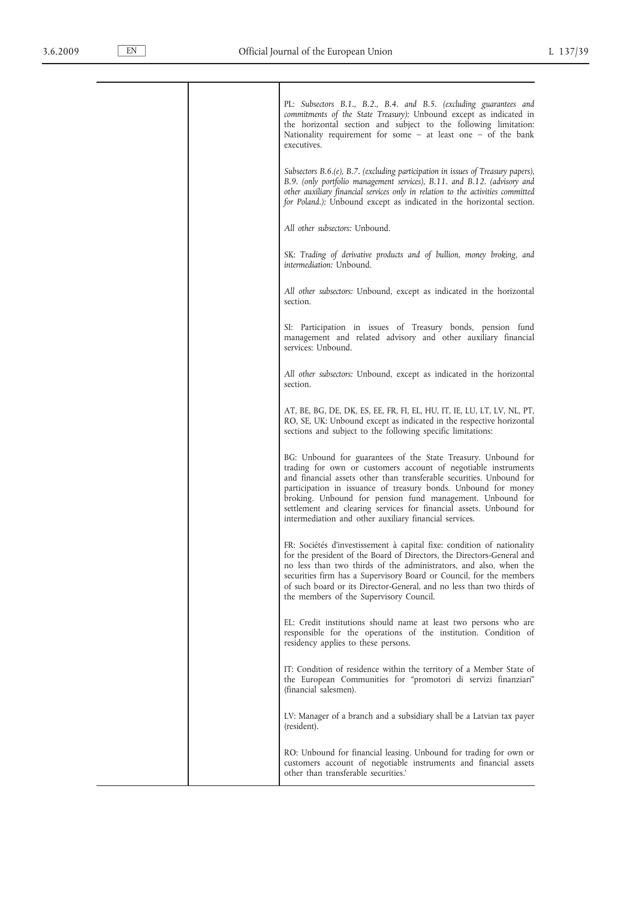| | | |
|---|---|---|
| | | PL: *Subsectors B.1., B.2., B.4. and B.5. (excluding guarantees and commitments of the State Treasury):* Unbound except as indicated in the horizontal section and subject to the following limitation: Nationality requirement for some – at least one – of the bank executives.<br><br>*Subsectors B.6.(e), B.7. (excluding participation in issues of Treasury papers), B.9. (only portfolio management services), B.11. and B.12. (advisory and other auxiliary financial services only in relation to the activities committed for Poland.):* Unbound except as indicated in the horizontal section.<br><br>*All other subsectors:* Unbound.<br><br>SK: *Trading of derivative products and of bullion, money broking, and intermediation:* Unbound.<br><br>*All other subsectors:* Unbound, except as indicated in the horizontal section.<br><br>SI: Participation in issues of Treasury bonds, pension fund management and related advisory and other auxiliary financial services: Unbound.<br><br>*All other subsectors:* Unbound, except as indicated in the horizontal section.<br><br>AT, BE, BG, DE, DK, ES, EE, FR, FI, EL, HU, IT, IE, LU, LT, LV, NL, PT, RO, SE, UK: Unbound except as indicated in the respective horizontal sections and subject to the following specific limitations:<br><br>BG: Unbound for guarantees of the State Treasury. Unbound for trading for own or customers account of negotiable instruments and financial assets other than transferable securities. Unbound for participation in issuance of treasury bonds. Unbound for money broking. Unbound for pension fund management. Unbound for settlement and clearing services for financial assets. Unbound for intermediation and other auxiliary financial services.<br><br>FR: Sociétés d'investissement à capital fixe: condition of nationality for the president of the Board of Directors, the Directors-General and no less than two thirds of the administrators, and also, when the securities firm has a Supervisory Board or Council, for the members of such board or its Director-General, and no less than two thirds of the members of the Supervisory Council.<br><br>EL: Credit institutions should name at least two persons who are responsible for the operations of the institution. Condition of residency applies to these persons.<br><br>IT: Condition of residence within the territory of a Member State of the European Communities for "promotori di servizi finanziari" (financial salesmen).<br><br>LV: Manager of a branch and a subsidiary shall be a Latvian tax payer (resident).<br><br>RO: Unbound for financial leasing. Unbound for trading for own or customers account of negotiable instruments and financial assets other than transferable securities.' |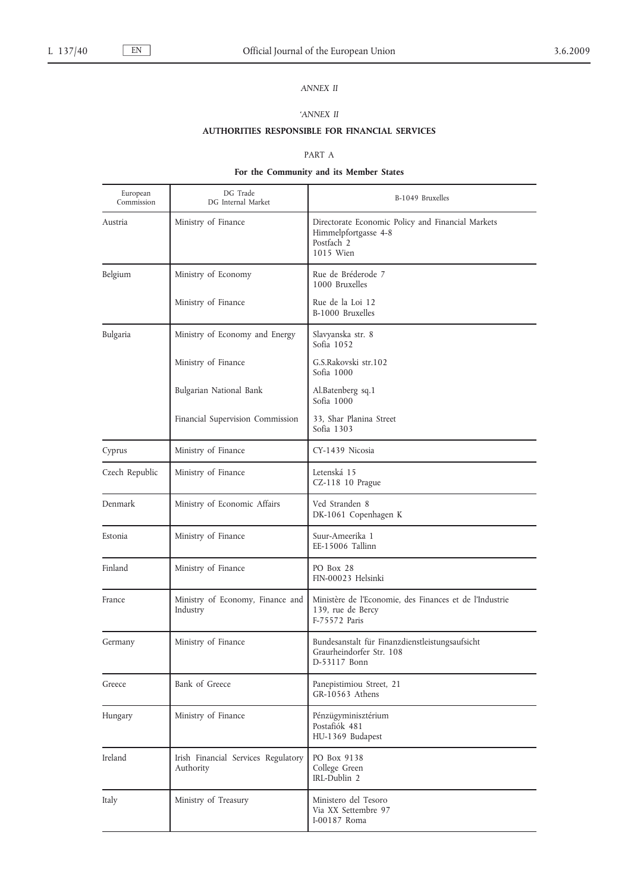*ANNEX II*

*'ANNEX II*

**AUTHORITIES RESPONSIBLE FOR FINANCIAL SERVICES**

PART A

**For the Community and its Member States**

| European Commission | DG Trade<br>DG Internal Market | B-1049 Bruxelles |
|---|---|---|
| Austria | Ministry of Finance | Directorate Economic Policy and Financial Markets<br>Himmelpfortgasse 4-8<br>Postfach 2<br>1015 Wien |
| Belgium | Ministry of Economy | Rue de Bréderode 7<br>1000 Bruxelles |
| | Ministry of Finance | Rue de la Loi 12<br>B-1000 Bruxelles |
| Bulgaria | Ministry of Economy and Energy | Slavyanska str. 8<br>Sofia 1052 |
| | Ministry of Finance | G.S.Rakovski str.102<br>Sofia 1000 |
| | Bulgarian National Bank | Al.Batenberg sq.1<br>Sofia 1000 |
| | Financial Supervision Commission | 33, Shar Planina Street<br>Sofia 1303 |
| Cyprus | Ministry of Finance | CY-1439 Nicosia |
| Czech Republic | Ministry of Finance | Letenská 15<br>CZ-118 10 Prague |
| Denmark | Ministry of Economic Affairs | Ved Stranden 8<br>DK-1061 Copenhagen K |
| Estonia | Ministry of Finance | Suur-Ameerika 1<br>EE-15006 Tallinn |
| Finland | Ministry of Finance | PO Box 28<br>FIN-00023 Helsinki |
| France | Ministry of Economy, Finance and Industry | Ministère de l'Economie, des Finances et de l'Industrie<br>139, rue de Bercy<br>F-75572 Paris |
| Germany | Ministry of Finance | Bundesanstalt für Finanzdienstleistungsaufsicht<br>Graurheindorfer Str. 108<br>D-53117 Bonn |
| Greece | Bank of Greece | Panepistimiou Street, 21<br>GR-10563 Athens |
| Hungary | Ministry of Finance | Pénzügyminisztérium<br>Postafiók 481<br>HU-1369 Budapest |
| Ireland | Irish Financial Services Regulatory Authority | PO Box 9138<br>College Green<br>IRL-Dublin 2 |
| Italy | Ministry of Treasury | Ministero del Tesoro<br>Via XX Settembre 97<br>I-00187 Roma |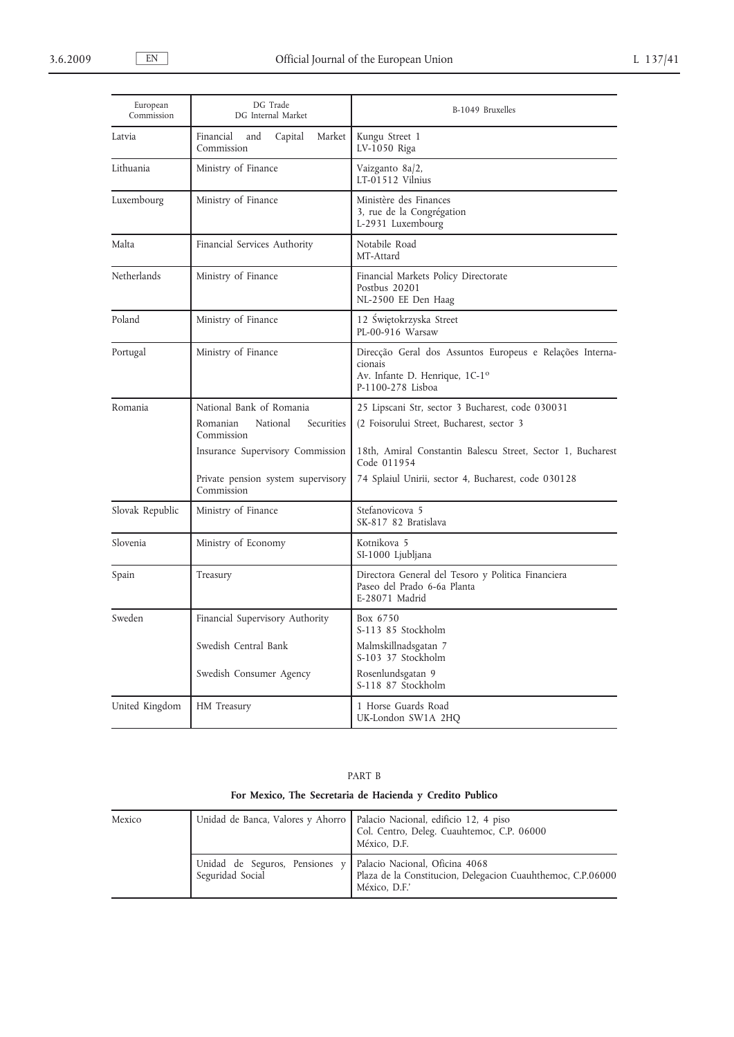| European Commission | DG Trade<br>DG Internal Market | B-1049 Bruxelles |
|---|---|---|
| Latvia | Financial and Capital Market Commission | Kungu Street 1<br>LV-1050 Riga |
| Lithuania | Ministry of Finance | Vaizganto 8a/2,<br>LT-01512 Vilnius |
| Luxembourg | Ministry of Finance | Ministère des Finances<br>3, rue de la Congrégation<br>L-2931 Luxembourg |
| Malta | Financial Services Authority | Notabile Road<br>MT-Attard |
| Netherlands | Ministry of Finance | Financial Markets Policy Directorate<br>Postbus 20201<br>NL-2500 EE Den Haag |
| Poland | Ministry of Finance | 12 Świętokrzyska Street<br>PL-00-916 Warsaw |
| Portugal | Ministry of Finance | Direcção Geral dos Assuntos Europeus e Relações Internacionais<br>Av. Infante D. Henrique, 1C-1º<br>P-1100-278 Lisboa |
| Romania | National Bank of Romania | 25 Lipscani Str, sector 3 Bucharest, code 030031 |
| | Romanian National Securities Commission | (2 Foisorului Street, Bucharest, sector 3 |
| | Insurance Supervisory Commission | 18th, Amiral Constantin Balescu Street, Sector 1, Bucharest Code 011954 |
| | Private pension system supervisory Commission | 74 Splaiul Unirii, sector 4, Bucharest, code 030128 |
| Slovak Republic | Ministry of Finance | Stefanovicova 5<br>SK-817 82 Bratislava |
| Slovenia | Ministry of Economy | Kotnikova 5<br>SI-1000 Ljubljana |
| Spain | Treasury | Directora General del Tesoro y Politica Financiera<br>Paseo del Prado 6-6a Planta<br>E-28071 Madrid |
| Sweden | Financial Supervisory Authority | Box 6750<br>S-113 85 Stockholm |
| | Swedish Central Bank | Malmskillnadsgatan 7<br>S-103 37 Stockholm |
| | Swedish Consumer Agency | Rosenlundsgatan 9<br>S-118 87 Stockholm |
| United Kingdom | HM Treasury | 1 Horse Guards Road<br>UK-London SW1A 2HQ |

PART B

**For Mexico, The Secretaria de Hacienda y Credito Publico**

| | | |
|---|---|---|
| Mexico | Unidad de Banca, Valores y Ahorro | Palacio Nacional, edificio 12, 4 piso<br>Col. Centro, Deleg. Cuauhtemoc, C.P. 06000<br>México, D.F. |
| | Unidad de Seguros, Pensiones y Seguridad Social | Palacio Nacional, Oficina 4068<br>Plaza de la Constitucion, Delegacion Cuauhthemoc, C.P.06000<br>México, D.F.' |